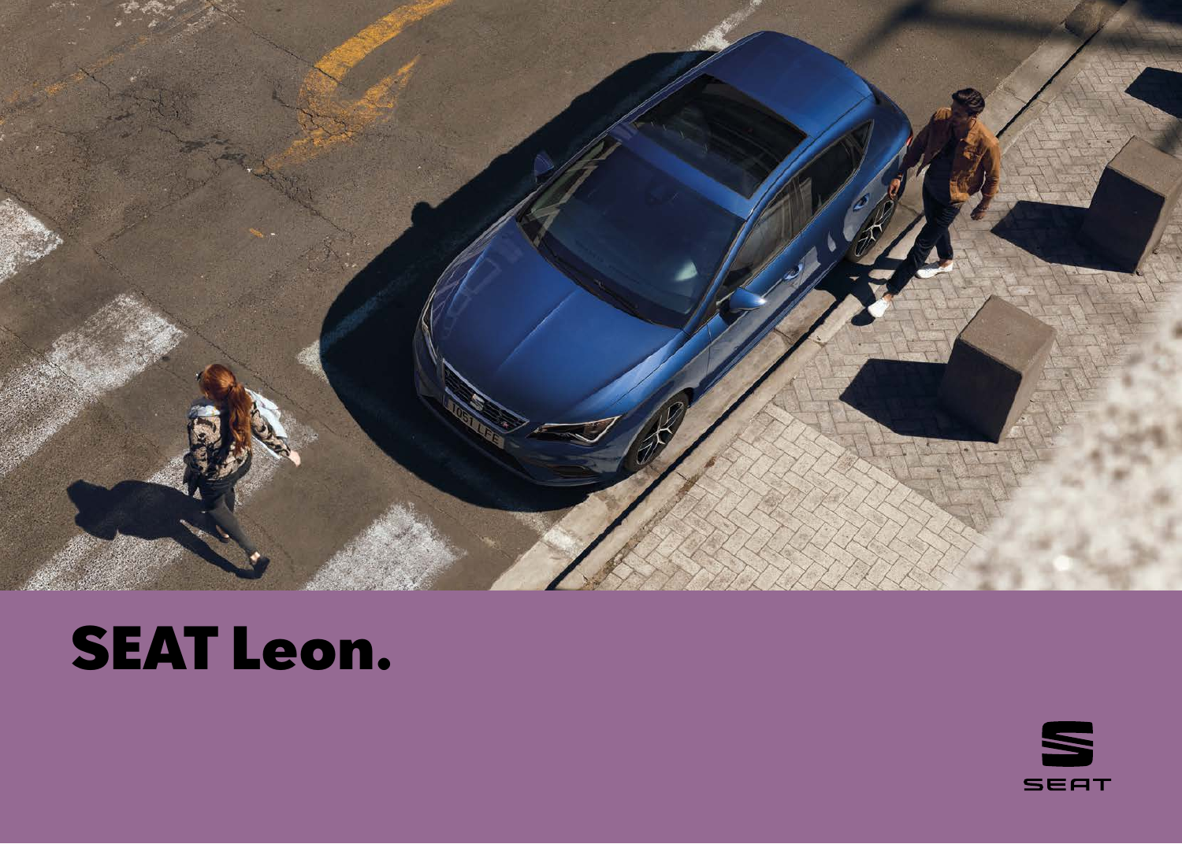# SEAT Leon.

SEAT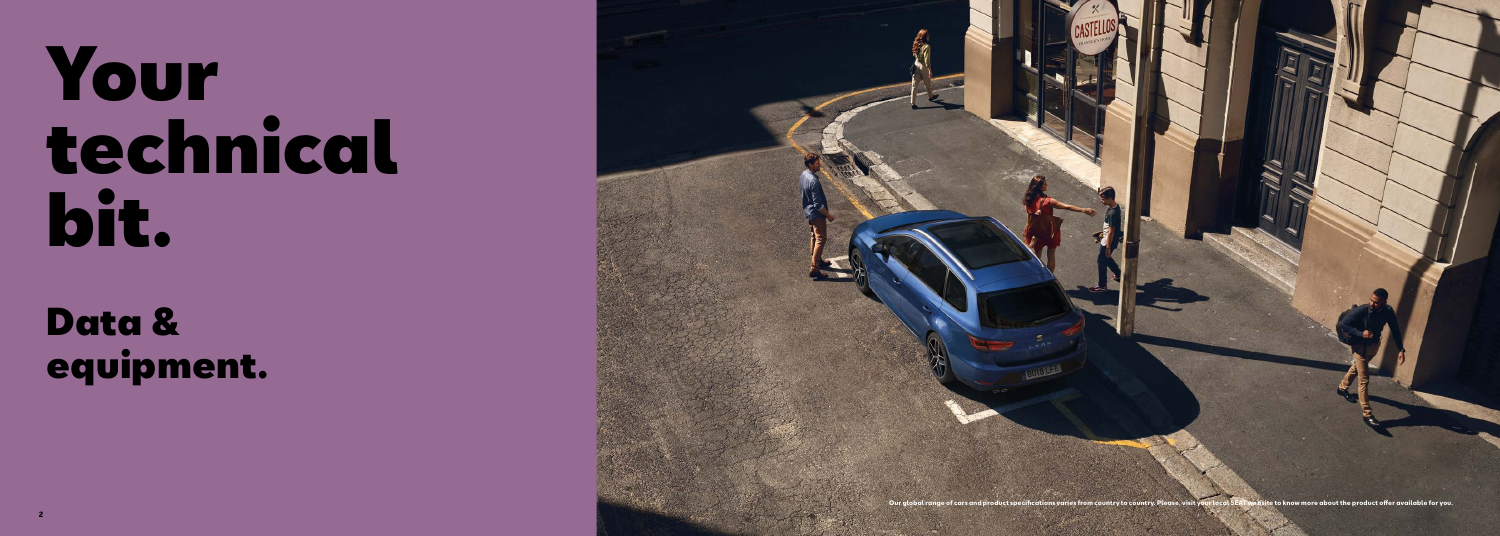# Your technical bit.

## Data & equipment.

Our global range of cars and product specifications varies from country to country. Please, visit your local SEAT website to know more about the product offer available for you.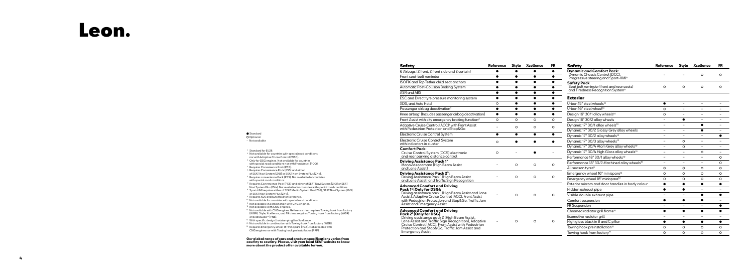# Leon.

● Standard
○ Optional
– Not available

[1] Standard for EU28.
[2] Not available for countries with special road conditions nor with Adaptive Cruise Control (WAC).
[3] Only for DSG engines. Not available for countries with special road conditions nor with Front Assist (PDQ).
[4] Requires Convenience Pack (PS5).
[5] Requires Convenience Pack (PS5) and either of SEAT Navi System (ZN3) or SEAT Navi System Plus (ZN4).
[6] Requires convenience Pack (PS5). Not available for countries with special road conditions.
[7] Requires Convenience Pack (PS5) and either of SEAT Navi System (ZN3) or SEAT Navi System Plus (ZN4). Not available for countries with special road conditions.
[8] Sport-HMI requires either of SEAT Media System Plus (ZB8), SEAT Navi System (ZN3) or SEAT Navi System Plus (ZN4).
[9] Requires XDS and Auto Hold for Reference.
[10] Not available for countries with special road conditions.
[11] Not available in combination with CNG engines.
[12] Not available with CNG engines.
[13] Not available with CNG engines. Reference trim: requires Towing hook from factory (WGR). Style, Xcellence, and FR trims: requires Towing hook from factory (WGR) or BeatsAudio™ (PN8).
[14] With specific design (honstamping) for Xcellence.
[15] Not available in combination with Towing hook from factory (WGR).
[16] Requires Emergency wheel 18" minispare (PG6). Not available with CNG engines nor with Towing hook preinstallation (PRP).

**Our global range of cars and product specifications varies from country to country. Please, visit your local SEAT website to know more about the product offer available for you.**

| Safety | Reference | Style | Xcellence | FR |
|---|---|---|---|---|
| 6 Airbags (2 front, 2 front side and 2 curtain) | ● | ● | ● | ● |
| Front seat-belt reminder | ● | ● | ● | ● |
| ISOFIX and Top Tether child seat anchors | ● | ● | ● | ● |
| Automatic Post-Collision Braking System | ● | ● | ● | ● |
| ASR and ABS | ● | ● | ● | ● |
| ESC and Direct tyre pressure monitoring system | ● | ● | ● | ● |
| XDS, and Auto Hold | ○ | ● | ● | ● |
| Passenger airbag deactivation[1] | ● | ● | ● | ● |
| Knee airbag[1] (Includes passenger airbag deactivation) | ● | ● | ● | ● |
| Front Assist with city emergency braking function[2] | ○ | ○ | ○ | ○ |
| Adaptive Cruise Control (ACC)[3] with Front Assist with Pedestrian Protection and Stop&Go | – | ○ | ○ | ○ |
| Electronic Cruise Control System | ● | ● | ● | ● |
| Electronic Cruise Control System with indicators in cluster | ○ | ● | ● | ● |
| **Comfort Pack:** Cruise Control System (CCS) electronic and rear parking distance control | ○ | – | ● | – |
| **Driving Assistance Pack 1[4]:** Monovideocamera (High Beam Assist and Lane Assist) | – | ○ | ○ | ○ |
| **Driving Assistance Pack 2[5]:** Driving Assistance Pack 1 (High Beam Assist and Lane Assist) and Traffic Sign Recognition | – | ○ | ○ | ○ |
| **Advanced Comfort and Driving Pack 1[6] (Only for DSG):** Driving assistance pack 1 (High Beam Assist and Lane Assist), Adaptive Cruise Control (ACC), Front Assist with Pedestrian Protection and Stop&Go, Traffic Jam Assist and Emergency Assist | – | ○ | ○ | ○ |
| **Advanced Comfort and Driving Pack 2[7] (Only for DSG):** Driving assistance pack 2 (High Beam Assist, Lane Assist and Traffic Sign Recognition), Adaptive Cruise Control (ACC), Front Assist with Pedestrian Protection and Stop&Go, Traffic Jam Assist and Emergency Assist | – | ○ | ○ | ○ |
| **Dynamic and Comfort Pack:** Dynamic Chassis Control (DCC), Progressive steering and Sport-HMI[8] | – | – | ○ | ○ |
| **Safety Pack** Seat belt reminder (front and rear seats) and Tiredness Recognition System[9] | ○ | ○ | ○ | ○ |

| Exterior | Reference | Style | Xcellence | FR |
|---|---|---|---|---|
| Urban 15" steel wheels[10] | ● | – | – | – |
| Urban 16" steel wheel[10] | ○ | – | – | – |
| Design 16" 30/1 alloy wheels[10] | ○ | – | – | – |
| Design 16" 30/2 alloy wheels | – | ● | – | – |
| Dynamic 17" 30/1 alloy wheels[10] | – | – | ● | – |
| Dynamic 17" 30/2 Glossy Grey alloy wheels | – | – | ● | – |
| Dynamic 17" 30/2 alloy wheels[10] | – | – | – | ● |
| Dynamic 17" 30/3 alloy wheels[10] | – | ○ | – | – |
| Dynamic 17" 30/4 Atom Grey alloy wheels[10] | – | ○ | – | – |
| Dynamic 17" 30/4 High Gloss alloy wheels[10] | – | – | ○ | – |
| Performance 18" 30/1 alloy wheels[10] | – | – | – | ○ |
| Performance 18" 30/2 Machined alloy wheels[10] | – | – | – | ○ |
| All season tyres[11] | ○ | ○ | ○ | ○ |
| Emergency wheel 16" minispare[12] | ○ | ○ | ○ | ○ |
| Emergency wheel 18" minispare[13] | ○ | ○ | ○ | ○ |
| Exterior mirrors and door handles in body colour | ● | ● | ● | ● |
| Hidden exhaust pipe | ● | ● | – | – |
| Visible double exhaust pipe | – | – | ● | ● |
| Comfort suspension | ● | ● | ● | – |
| FR Suspension | – | – | – | ● |
| Chromed radiator grill frame[14] | ● | ● | ● | ● |
| Ecomotive radiator grill | – | – | – | – |
| High gloss black in B and C pillar | ● | ● | ● | ● |
| Towing hook preinstallation[15] | ○ | ○ | ○ | ○ |
| Towing hook from factory[16] | ○ | ○ | ○ | ○ |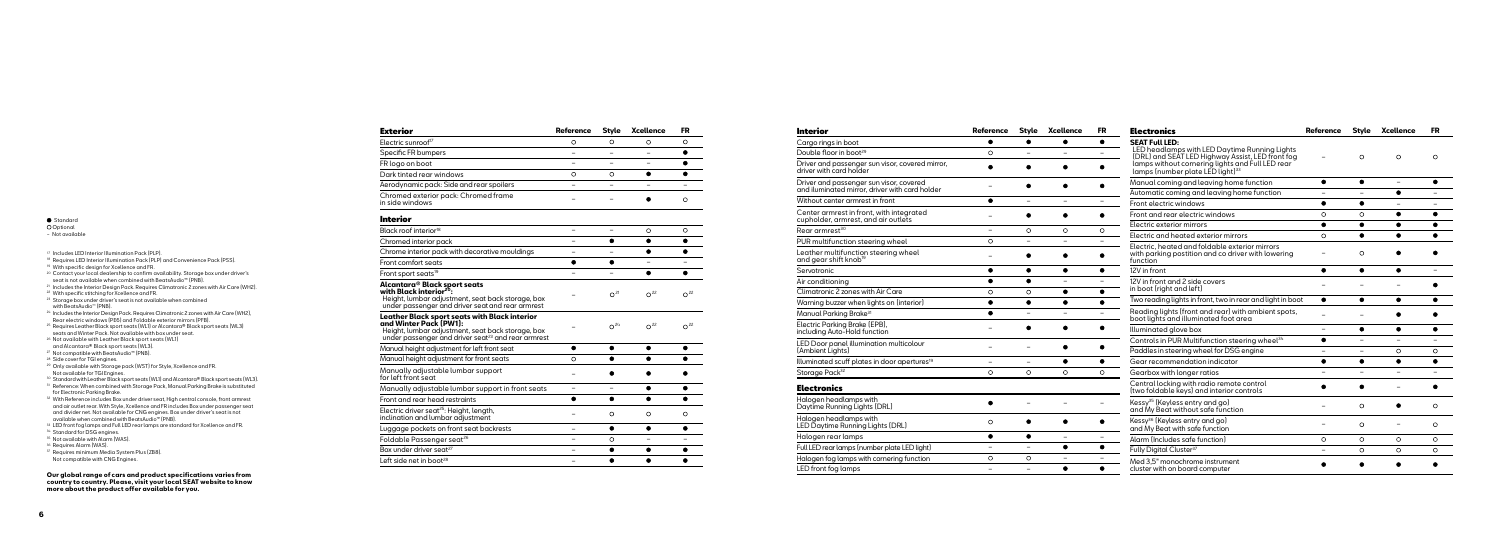● Standard
○ Optional
– Not available

[17] Includes LED Interior Illumination Pack (PLP).
[18] Requires LED Interior Illumination Pack (PLP) and Convenience Pack (PSS).
[19] With specific design for Xcellence and FR.
[20] Contact your local dealership to confirm availability. Storage box under driver's seat is not available when combined with BeatsAudio™ (PNB).
[21] Includes the Interior Design Pack. Requires Climatronic 2 zones with Air Care (WH2).
[22] With specific stitching for Xcellence and FR.
[23] Storage box under driver's seat is not available when combined with BeatsAudio™ (PNB).
[24] Includes the Interior Design Pack. Requires Climatronic 2 zones with Air Care (WH2), Rear electric windows (PE8) and Foldable exterior mirrors (PFB).
[25] Requires Leather Black sport seats (WL1) or Alcantara® Black sport seats (WL3) seats and Winter Pack. Not available with box under seat.
[26] Not available with Leather Black sport seats (WL1) and Alcantara® Black sport seats (WL3).
[27] Not compatible with BeatsAudio™ (PNB).
[28] Side cover for TGI engines.
[29] Only available with Storage pack (WST) for Style, Xcellence and FR. Not available for TGI Engines.
[30] Standard with Leather Black sport seats (WL1) and Alcantara® Black sport seats (WL3).
[31] Reference: When combined with Storage Pack, Manual Parking Brake is substituted for Electronic Parking Brake.
[32] With Reference includes Box under driver seat, High central console, front armrest and car outlet rear. With Style, Xcellence and FR includes Box under passenger seat and divider net. Not available for CNG engines. Box under driver's seat is not available when combined with BeatsAudio™ (PNB).
[33] LED front fog lamps and Full LED rear lamps are standard for Xcellence and FR.
[34] Standard for DSG engines.
[35] Not available with Alarm (WAS).
[36] Requires Alarm (WAS).
[37] Requires minimum Media System Plus (ZI8). Not compatible with CNG Engines.

**Our global range of cars and product specifications varies from country to country. Please, visit your local SEAT website to know more about the product offer available for you.**

## Exterior

| Exterior | Reference | Style | Xcellence | FR |
|---|---|---|---|---|
| Electric sunroof[17] | ○ | ○ | ○ | ○ |
| Specific FR bumpers | – | – | – | ● |
| FR logo on boot | – | – | – | ● |
| Dark tinted rear windows | ○ | ○ | ● | ● |
| Aerodynamic pack: Side and rear spoilers | – | – | – | – |
| Chromed exterior pack: Chromed frame in side windows | – | – | ● | ○ |

## Interior

| Interior | Reference | Style | Xcellence | FR |
|---|---|---|---|---|
| Black roof interior[18] | – | – | ○ | ○ |
| Chromed interior pack | – | ● | ● | ● |
| Chrome interior pack with decorative mouldings | – | – | ● | ● |
| Front comfort seats | ● | ● | – | – |
| Front sport seats[19] | – | – | ● | ● |
| **Alcantara® Black sport seats with Black interior[20]:** Height, lumbar adjustment, seat back storage, box under passenger and driver seat and rear armrest | – | ○[21] | ○[22] | ○[22] |
| **Leather Black sport seats with Black interior and Winter Pack (PW1):** Height, lumbar adjustment, seat back storage, box under passenger and driver seat[23] and rear armrest | – | ○[24] | ○[22] | ○[22] |
| Manual height adjustment for left front seat | ● | ● | ● | ● |
| Manual height adjustment for front seats | ○ | ● | ● | ● |
| Manually adjustable lumbar support for left front seat | – | ● | ● | ● |
| Manually adjustable lumbar support in front seats | – | – | ● | ● |
| Front and rear head restraints | ● | ● | ● | ● |
| Electric driver seat[25]: Height, length, inclination and lumbar adjustment | – | ○ | ○ | ○ |
| Luggage pockets on front seat backrests | – | ● | ● | ● |
| Foldable Passenger seat[26] | – | ○ | – | – |
| Box under driver seat[27] | – | ● | ● | ● |
| Left side net in boot[28] | – | ● | ● | ● |
| Cargo rings in boot | ● | ● | ● | ● |
| Double floor in boot[29] | ○ | – | – | – |
| Driver and passenger sun visor, covered mirror, driver with card holder | ● | ● | ● | ● |
| Driver and passenger sun visor, covered and illuminated mirror, driver with card holder | – | ● | ● | ● |
| Without center armrest in front | ● | – | – | – |
| Center armrest in front, with integrated cupholder, armrest, and air outlets | – | ● | ● | ● |
| Rear armrest[30] | – | ○ | ○ | ○ |
| PUR multifunction steering wheel | ○ | – | – | – |
| Leather multifunction steering wheel and gear shift knob[31] | – | ● | ● | ● |
| Servotronic | ● | ● | ● | ● |
| Air conditioning | ● | ● | – | – |
| Climatronic 2 zones with Air Care | ○ | ○ | ● | ● |
| Warning buzzer when lights on (interior) | ● | ● | ● | ● |
| Manual Parking Brake[31] | ● | – | – | – |
| Electric Parking Brake (EPB), including Auto-Hold function | – | ● | ● | ● |
| LED Door panel illumination multicolour (Ambient Lights) | – | – | ● | ● |
| Illuminated scuff plates in door apertures[18] | – | – | ● | ● |
| Storage Pack[32] | ○ | ○ | ○ | ○ |

## Electronics

| Electronics | Reference | Style | Xcellence | FR |
|---|---|---|---|---|
| Halogen headlamps with Daytime Running Lights (DRL) | ● | – | – | – |
| Halogen headlamps with LED Daytime Running Lights (DRL) | ○ | ● | ● | ● |
| Halogen rear lamps | ● | ● | – | – |
| Full LED rear lamps (number plate LED light) | – | – | ● | ● |
| Halogen fog lamps with cornering function | ○ | ○ | – | – |
| LED front fog lamps | – | – | ● | ● |
| **SEAT Full LED:** LED headlamps with LED Daytime Running Lights (DRL) and SEAT LED Highway Assist, LED front fog lamps without cornering lights and Full LED rear lamps (number plate LED light)[33] | – | ○ | ○ | ○ |
| Manual coming and leaving home function | ● | ● | – | ● |
| Automatic coming and leaving home function | – | – | ● | – |
| Front electric windows | ● | ● | – | – |
| Front and rear electric windows | ○ | ○ | ● | ● |
| Electric exterior mirrors | ● | ● | ● | ● |
| Electric and heated exterior mirrors | ○ | ● | ● | ● |
| Electric, heated and foldable exterior mirrors with parking postition and co driver with lowering function | – | ○ | ● | ● |
| 12V in front | ● | ● | ● | – |
| 12V in front and 2 side covers in boot (right and left) | – | – | – | ● |
| Two reading lights in front, two in rear and light in boot | ● | ● | ● | ● |
| Reading lights (front and rear) with ambient spots, boot lights and illuminated foot area | – | – | ● | ● |
| Illuminated glove box | – | ● | ● | ● |
| Controls in PUR Multifunction steering wheel[34] | ● | – | – | – |
| Paddles in steering wheel for DSG engine | – | – | ○ | ○ |
| Gear recommendation indicator | ● | ● | ● | ● |
| Gearbox with longer ratios | – | – | – | – |
| Central locking with radio remote control (two foldable keys) and interior controls | ● | ● | – | ● |
| Kessy[35] (Keyless entry and go) and My Beat without safe function | – | ○ | ● | ○ |
| Kessy[36] (Keyless entry and go) and My Beat with safe function | – | ○ | – | ○ |
| Alarm (Includes safe function) | ○ | ○ | ○ | ○ |
| Fully Digital Cluster[37] | – | ○ | ○ | ○ |
| Maxi 3.5" monochrome instrument cluster with on board computer | ● | ● | ● | ● |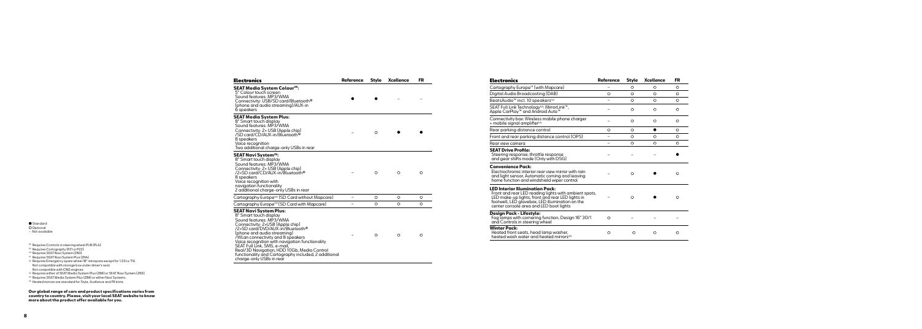| Electronics | Reference | Style | Xcellence | FR |
|---|---|---|---|---|
| **SEAT Media System Colour[28]:** 5" Colour touch screen Sound features: MP3/WMA Connectivity: USB/SD card/Bluetooth® (phone and audio streaming)/AUX-in 6 speakers | ● | ● | – | – |
| **SEAT Media System Plus:** 8" Smart touch display Sound features: MP3/WMA Connectivity: 2× USB (Apple chip) /SD card/CD/AUX-in/Bluetooth® 8 speakers Voice recognition Two additional charge-only USBs in rear | – | ○ | ● | ● |
| **SEAT Navi System[29]:** 8" Smart touch display Sound features: MP3/WMA Connectivity: 2× USB (Apple chip) /2×SD card/CD/AUX-in/Bluetooth® 8 speakers Voice recognition with navigation functionality 2 additional charge-only USBs in rear | – | ○ | ○ | ○ |
| Cartography Europe[30] (SD Card without Mapcare) | – | ○ | ○ | ○ |
| Cartography Europe[31] (SD Card with Mapcare) | – | ○ | ○ | ○ |
| **SEAT Navi System Plus:** 8" Smart touch display Sound features: MP3/WMA Connectivity: 2×USB (Apple chip) /2×SD card/DVD/AUX-in/Bluetooth® (phone and audio streaming) /WLan connectivity and 8 speakers Voice recognition with navigation functionality SEAT Full Link, SMS, e-mail, Real/3D Navigation, HDD 10Gb, Media Control functionality and Cartography included, 2 additional charge-only USBs in rear | – | ○ | ○ | ○ |

● Standard
○ Optional
– Not available

[28] Requires Controls in steering wheel PUR (PLA).
[29] Requires Cartography (PZ1 or PZ2).
[30] Requires SEAT Navi System (ZN3).
[31] Requires SEAT Navi System Plus (ZN4).
[32] Requires Emergency spare wheel 18" minispare except for 1.0 Eco TSI. Not compatible with storage box under driver's seat. Not compatible with CNG engines.
[33] Requires either of SEAT Media System Plus (ZB8) or SEAT Navi System (ZN3).
[34] Requires SEAT Media System Plus (ZB8) or either Navi Systems.
[35] Heated mirrors are standard for Style, Xcellence and FR trims.

**Our global range of cars and product specifications varies from country to country. Please, visit your local SEAT website to know more about the product offer available for you.**

| Electronics | Reference | Style | Xcellence | FR |
|---|---|---|---|---|
| Cartography Europe[31] (with Mapcare) | – | ○ | ○ | ○ |
| Digital Audio Broadcasting (DAB) | ○ | ○ | ○ | ○ |
| BeatsAudio™ incl. 10 speakers[32] | – | ○ | ○ | ○ |
| SEAT Full Link Technology[33]: MirrorLink™, Apple CarPlay™ and Android Auto™ | – | ○ | ○ | ○ |
| Connectivity box: Wireless mobile phone charger + mobile signal amplifier[34] | – | ○ | ○ | ○ |
| Rear parking distance control | ○ | ○ | ● | ○ |
| Front and rear parking distance control (OPS) | – | ○ | ○ | ○ |
| Rear view camera | – | ○ | ○ | ○ |
| **SEAT Drive Profile:** Steering response, throttle response and gear shifts mode (Only with DSG) | – | – | – | ● |
| **Convenience Pack:** Electrochromic interior rear view mirror with rain and light sensor, Automatic coming and leaving home function and windshield wiper control | – | ○ | ● | ○ |
| **LED Interior Illumination Pack:** Front and rear LED reading lights with ambient spots, LED make-up lights, front and rear LED lights in footwell, LED glovebox, LED illumination on the center console area and LED boot lights | – | ○ | ● | ○ |
| **Design Pack - Lifestyle:** Fog lamps with cornering function, Design 16" 30/1 and Controls in steering wheel | ○ | – | – | – |
| **Winter Pack:** Heated front seats, head lamp washer, heated wash water and heated mirrors[35] | ○ | ○ | ○ | ○ |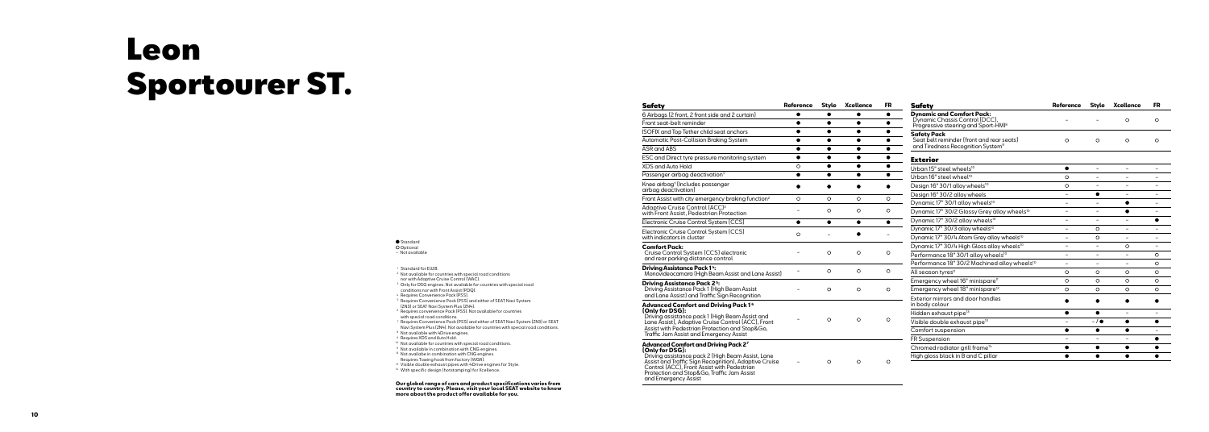# Leon Sportourer ST.

● Standard
○ Optional
– Not available

[1] Standard for EU28.
[2] Not available for countries with special road conditions nor with Adaptive Cruise Control (WAC).
[3] Only for DSG engines. Not available for countries with special road conditions nor with Front Assist (PDQ).
[4] Requires Convenience Pack (PS5).
[5] Requires Convenience Pack (PS5) and either of SEAT Navi System (ZN3) or SEAT Navi System Plus (ZN4).
[6] Requires convenience Pack (PS5). Not available for countries with special road conditions.
[7] Requires Convenience Pack (PS5) and either of SEAT Navi System (ZN3) or SEAT Navi System Plus (ZN4). Not available for countries with special road conditions.
[8] Not available with 4Drive engines.
[9] Requires XDS and Auto Hold.
[10] Not available for countries with special road conditions.
[11] Not available in combination with CNG engines.
[12] Not availabe in combination with CNG engines. Requires Towing hook from factory (WGR).
[13] Visible double exhaust pipes with 4Drive engines for Style.
[14] With specific design (horstamping) for Xcellence.

**Our global range of cars and product specifications varies from country to country. Please, visit your local SEAT website to know more about the product offer available for you.**

| Safety | Reference | Style | Xcellence | FR |
|---|---|---|---|---|
| 6 Airbags (2 front, 2 front side and 2 curtain) | ● | ● | ● | ● |
| Front seat-belt reminder | ● | ● | ● | ● |
| ISOFIX and Top Tether child seat anchors | ● | ● | ● | ● |
| Automatic Post-Collision Braking System | ● | ● | ● | ● |
| ASR and ABS | ● | ● | ● | ● |
| ESC and Direct tyre pressure monitoring system | ● | ● | ● | ● |
| XDS and Auto Hold | ○ | ● | ● | ● |
| Passenger airbag deactivation[1] | ● | ● | ● | ● |
| Knee airbag[1] (includes passenger airbag deactivation) | ● | ● | ● | ● |
| Front Assist with city emergency braking function[2] | ○ | ○ | ○ | ○ |
| Adaptive Cruise Control (ACC)[3] with Front Assist, Pedestrian Protection | – | ○ | ○ | ○ |
| Electronic Cruise Control System (CCS) | ● | ● | ● | ● |
| Electronic Cruise Control System (CCS) with indicators in cluster | ○ | – | ● | – |
| **Comfort Pack:** Cruise Control System (CCS) electronic and rear parking distance control | – | ○ | ○ | ○ |
| **Driving Assistance Pack 1[4]:** Monovideocamera (High Beam Assist and Lane Assist) | – | ○ | ○ | ○ |
| **Driving Assistance Pack 2[5]:** Driving Assistance Pack 1 (High Beam Assist and Lane Assist) and Traffic Sign Recognition | – | ○ | ○ | ○ |
| **Advanced Comfort and Driving Pack 1[6] (Only for DSG):** Driving assistance pack 1 (High Beam Assist and Lane Assist), Adaptive Cruise Control (ACC), Front Assist with Pedestrian Protection and Stop&Go, Traffic Jam Assist and Emergency Assist | – | ○ | ○ | ○ |
| **Advanced Comfort and Driving Pack 2[7] (Only for DSG):** Driving assistance pack 2 (High Beam Assist, Lane Assist and Traffic Sign Recognition), Adaptive Cruise Control (ACC), Front Assist with Pedestrian Protection and Stop&Go, Traffic Jam Assist and Emergency Assist | – | ○ | ○ | ○ |
| **Dynamic and Comfort Pack:** Dynamic Chassis Control (DCC), Progressive steering and Sport-HMI[8] | – | – | ○ | ○ |
| **Safety Pack** Seat belt reminder (front and rear seats) and Tiredness Recognition System[9] | ○ | ○ | ○ | ○ |

| Exterior | Reference | Style | Xcellence | FR |
|---|---|---|---|---|
| Urban 15" steel wheels[10] | ● | – | – | – |
| Urban 16" steel wheel[10] | ○ | – | – | – |
| Design 16" 30/1 alloy wheels[10] | ○ | – | – | – |
| Design 16" 30/2 alloy wheels | – | ● | – | – |
| Dynamic 17" 30/1 alloy wheels[10] | – | – | ● | – |
| Dynamic 17" 30/2 Glossy Grey alloy wheels[10] | – | – | ● | – |
| Dynamic 17" 30/2 alloy wheels[10] | – | – | – | ● |
| Dynamic 17" 30/3 alloy wheels[10] | – | ○ | – | – |
| Dynamic 17" 30/4 Atom Grey alloy wheels[10] | – | ○ | – | – |
| Dynamic 17" 30/4 High Gloss alloy wheels[10] | – | – | ○ | – |
| Performance 18" 30/1 alloy wheels[10] | – | – | – | ○ |
| Performance 18" 30/2 Machined alloy wheels[10] | – | – | – | ○ |
| All season tyres[11] | ○ | ○ | ○ | ○ |
| Emergency wheel 16" minispare[11] | ○ | ○ | ○ | ○ |
| Emergency wheel 18" minispare[12] | ○ | ○ | ○ | ○ |
| Exterior mirrors and door handles in body colour | ● | ● | ● | ● |
| Hidden exhaust pipe[13] | ● | ● | – | – |
| Visible double exhaust pipe[13] | – | – / ● | ● | ● |
| Comfort suspension | ● | ● | ● | – |
| FR Suspension | – | – | – | ● |
| Chromed radiator grill frame[14] | ● | ● | ● | ● |
| High gloss black in B and C pillar | ● | ● | ● | ● |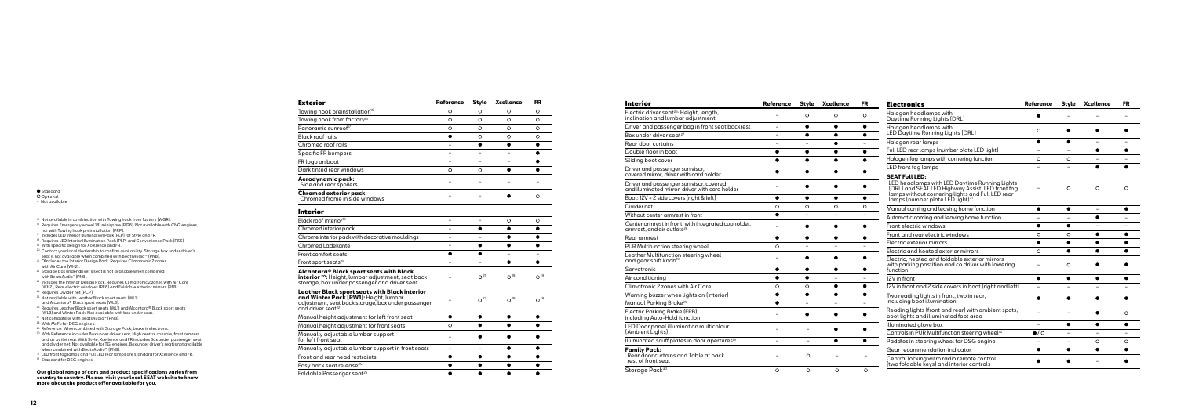- ● Standard
- ○ Optional
- – Not available

[1] Not available in combination with Towing hook from factory (WGR).
[2] Requires Emergency wheel 18" minispare (PG6). Not available with CNG engines, nor with Towing hook preinstallation (IPRP).
[3] Includes LED Interior Illumination Pack (PLP) for Style and FR.
[4] Requires LED Interior Illumination Pack (PLP) and Convenience Pack (PS5).
[5] With specific design for Xcellence and FR.
[6] Contact your local dealership to confirm availability. Storage box under driver's seat is not available when combined with BeatsAudio™ (PNB).
[7] Oincludes the Interior Design Pack. Requires Climatronic 2 zones with Air Care (WHZ).
[8] Storage box under driver's seat is not available when combined with BeatsAudio™ (PNB).
[9] Includes the Interior Design Pack. Requires Climatronic 2 zones with Air Care (WHZ), Rear electric windows (PE6) and Foldable exterior mirrors (PFB)
[10] Requires Divider net (PCP).
[11] Not available with Leather Black sport seats (WL1) and Alcantara® Black sport seats (WL3).
[12] Requires Leather Black sport seats (WL1) and Alcantara® Black sport seats (WL3) and Winter Pack. Not available with box under seat.
[13] Not compatible with BeatsAudio™ (PNB).
[14] With MuFu for DSG engines.
[15] Reference: When combined with Storage Pack, brake is electronic.
[16] With Reference includes Box under driver seat, High central console, front armrest and air outlet rear. With Style, Xcellence and FR includes Box under passenger seat and divider net. Not available for TGI engines. Box under driver's seat is not available when combined with BeatsAudio™ (PNB).
[17] LED front fog lamps and Full LED rear lamps are standard for Xcellence and FR.
[18] Standard for DSG engines.

**Our global range of cars and product specifications varies from country to country. Please, visit your local SEAT website to know more about the product offer available for you.**

| **Exterior** | **Reference** | **Style** | **Xcellence** | **FR** |
|---|---|---|---|---|
| Towing hook preinstallation[1] | ○ | ○ | ○ | ○ |
| Towing hook from factory[2] | ○ | ○ | ○ | ○ |
| Panoramic sunroof[3] | ○ | ○ | ○ | ○ |
| Black roof rails | ● | ○ | ○ | ○ |
| Chromed roof rails | – | ● | ● | ● |
| Specific FR bumpers | – | – | – | ● |
| FR logo on boot | – | – | – | ● |
| Dark tinted rear windows | ○ | ○ | ● | ● |
| **Aerodynamic pack:** Side and rear spoilers | – | – | – | – |
| **Chromed exterior pack:** Chromed frame in side windows | – | – | ● | ○ |

| **Interior** | **Reference** | **Style** | **Xcellence** | **FR** |
|---|---|---|---|---|
| Black roof interior[4] | – | – | ○ | ○ |
| Chromed interior pack | – | ● | ● | ● |
| Chrome interior pack with decorative mouldings | – | – | ● | ● |
| Chromed Ladekante | – | ● | ● | ● |
| Front comfort seats | ● | ● | – | – |
| Front sport seats[5] | – | – | ● | ● |
| **Alcantara® Black sport seats with Black interior[6]:** Height, lumbar adjustment, seat back storage, box under passenger and driver seat | – | ○[7] | ○[10] | ○[10] |
| **Leather Black sport seats with Black interior and Winter Pack (PW1):** Height, lumbar adjustment, seat back storage, box under passenger and driver seat[8] | – | ○[9] | ○[10] | ○[10] |
| Manual height adjustment for left front seat | ● | ● | ● | ● |
| Manual height adjustment for front seats | ○ | ● | ● | ● |
| Manually adjustable lumbar support for left front seat | – | ● | ● | ● |
| Manually adjustable lumbar support in front seats | – | – | ● | ● |
| Front and rear head restraints | ● | ● | ● | ● |
| Easy back seat release[11] | ● | ● | ● | ● |
| Foldable Passenger seat[12] | ● | ● | ● | ● |

| **Interior** | **Reference** | **Style** | **Xcellence** | **FR** |
|---|---|---|---|---|
| Electric driver seat[6]: Height, length, inclination and lumbar adjustment | – | ○ | ○ | ○ |
| Driver and passenger bag in front seat backrest | – | ● | ● | ● |
| Box under driver seat[7] | – | ● | ● | ● |
| Rear door curtains | – | – | ● | – |
| Double floor in boot | ● | ● | ● | ● |
| Sliding boot cover | ● | ● | ● | ● |
| Driver and passenger sun visor, covered mirror, driver with card holder | ● | ● | ● | ● |
| Driver and passenger sun visor, covered and illuminated mirror, driver with card holder | – | ● | ● | ● |
| Boot: 12V + 2 side covers (right & left) | ● | ● | ● | ● |
| Divider net | ○ | ○ | ○ | ○ |
| Without center armrest in front | ● | – | – | – |
| Center armrest in front, with integrated cupholder, armrest, and air outlets[16] | – | ● | ● | ● |
| Rear armrest | ● | ● | ● | ● |
| PUR Multifunction steering wheel | ○ | – | – | – |
| Leather Multifunction steering wheel and gear shift knob[14] | – | ● | ● | ● |
| Servotronic | ● | ● | ● | ● |
| Air conditioning | ● | ● | – | – |
| Climatronic 2 zones with Air Care | ○ | ○ | ● | ● |
| Warning buzzer when lights on (interior) | ● | ● | ● | ● |
| Manual Parking Brake[15] | ● | – | – | – |
| Electric Parking Brake (EPB), including Auto-Hold function | – | ● | ● | ● |
| LED Door panel illumination multicolour (Ambient Lights) | – | – | ● | ● |
| Illuminated scuff plates in door apertures[5] | – | – | ● | ● |
| **Family Pack:** Rear door curtains and Table at back rest of front seat | – | ○ | – | – |
| Storage Pack[16] | ○ | ○ | ○ | ○ |

| **Electronics** | **Reference** | **Style** | **Xcellence** | **FR** |
|---|---|---|---|---|
| Halogen headlamps with Daytime Running Lights (DRL) | ● | – | – | – |
| Halogen headlamps with LED Daytime Running Lights (DRL) | ○ | ● | ● | ● |
| Halogen rear lamps | ● | ● | – | – |
| Full LED rear lamps (number plate LED light) | – | – | ● | ● |
| Halogen fog lamps with cornering function | ○ | ○ | – | – |
| LED front fog lamps | – | – | ● | ● |
| **SEAT Full LED:** LED headlamps with LED Daytime Running Lights (DRL) and SEAT LED Highway Assist, LED front fog lamps without cornering lights and Full LED rear lamps (number plate LED light)[17] | – | ○ | ○ | ○ |
| Manual coming and leaving home function | ● | ● | – | ● |
| Automatic coming and leaving home function | – | – | ● | – |
| Front electric windows | ● | ● | – | – |
| Front and rear electric windows | ○ | ○ | ● | ● |
| Electric exterior mirrors | ● | ● | ● | ● |
| Electric and heated exterior mirrors | ○ | ● | ● | ● |
| Electric, heated and foldable exterior mirrors with parking postition and co driver with lowering function | – | ○ | ● | ● |
| 12V in front | ● | ● | ● | ● |
| 12V in front and 2 side covers in boot (right and left) | – | – | – | – |
| Two reading lights in front, two in rear, including boot illumination | ● | ● | ● | ● |
| Reading lights (front and rear) with ambient spots, boot lights and illuminated foot area | – | – | ● | ○ |
| Illuminated glove box | – | ● | ● | ● |
| Controls in PUR Multifunction steering wheel[13] | ● / ○ | – | – | – |
| Paddles in steering wheel for DSG engine | – | – | ○ | ○ |
| Gear recommendation indicator | ● | ● | ● | ● |
| Central locking witrh radio remote control (two foldable keys) and interior controls | ● | ● | – | ● |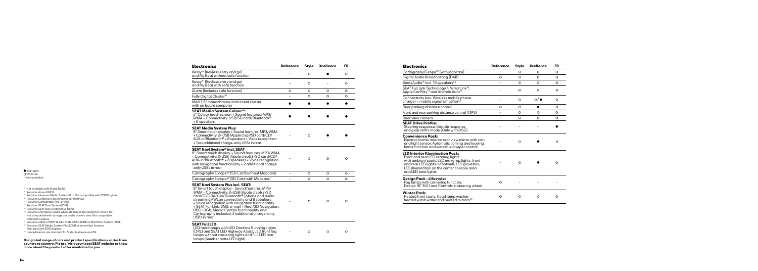● Standard
○ Optional
– Not available

[33] Not available with Alarm (WAS).
[34] Requires Alarm (WAS).
[35] Requires minimum Media System Plus. Not compatible with CNG Engines.
[36] Requires Controls in steering wheel PUR (PLA).
[37] Requires Cartography (PZ1 or PZ2).
[38] Requires SEAT Navi System (ZN3).
[39] Requires SEAT Navi System Plus (ZNH).
[40] Requires emergency spare wheel 18" minispare except for 1.0 Eco TSI. Not compatible with storage box under driver's seat. Not compatible with CNG engines.
[41] Requires either of SEAT Media System Plus (ZB8) or SEAT Navi System (ZB3).
[42] Requires SEAT Media System Plus (ZB8) or either Navi Systems. Standard with DSG engines.
[43] Heated mirrors are standard for Style, Xcellence and FR.

**Our global range of cars and product specifications varies from country to country. Please, visit your local SEAT website to know more about the product offer available for you.**

| Electronics | Reference | Style | Xcellence | FR |
|---|---|---|---|---|
| Kessy[33] (Keyless entry and go) and My Beat without safe function | – | ○ | ● | ○ |
| Kessy[34] (Keyless entry and go) and My Beat with safe function | – | ○ | – | ○ |
| Alarm (includes safe function) | ○ | ○ | ○ | ○ |
| Fully Digital Cluster[35] | – | ○ | ○ | ○ |
| Med 3,5" monochrome instrument cluster with on board computer | ● | ● | ● | ● |
| **SEAT Media System Colour[36]:** 5" Colour touch screen + Sound features: MP3/WMA + Connectivity: USB/SD card/Bluetooth® + 6 speakers | ● | ● | ● | ● |
| **SEAT Media System Plus:** 8" Smart touch display + Sound features: MP3/WMA + Connectivity: 2x USB (Apple chip)/SD card/CD/AUX-in/Bluetooth® + 8 speakers + Voice recognition + Two additional charge-only USBs in rear | – | ○ | ● | ● |
| **SEAT Navi System[37] incl. SEAT** 8" Smart touch display + Sound features: MP3/WMA + Connectivity: 2×USB (Apple chip)/2×SD card/CD/AUX-in/Bluetooth® + 8 speakers + Voice recognition with navigation functionality + 2 additional charge -only USBs in rear | – | ○ | ○ | ○ |
| Cartography Europe[38] (SD Card without Mapcare) | – | ○ | ○ | ○ |
| Cartography Europe[38] (SD Card with Mapcare) | – | ○ | ○ | ○ |
| **SEAT Navi System Plus incl. SEAT:** 8" Smart touch display – Sound features: MP3/WMA + Connectivity: 2×USB (Apple chip)/2×SD card/DVD/AUX-in/Bluetooth® (phone and audio streaming)/WLan connectivity and 8 speakers + Voice recognition with navigation functionality + SEAT Full Link, SMS, e-mail + Real/3D Navigation, HDD 10Gb, Media Control functionality and Cartography included, 2 additional charge-only USBs in rear | – | ○ | ○ | ○ |
| **SEAT Full LED:** LED headlamps with LED Daytime Running Lights (DRL) and SEAT LED Highway Assist, LED front fog lamps without cornering lights and Full LED rear lamps (number plate LED light) | – | ○ | ○ | ○ |

| Electronics | Reference | Style | Xcellence | FR |
|---|---|---|---|---|
| Cartography Europe[39] (with Mapcare) | – | ○ | ○ | ○ |
| Digital Audio Broadcasting (DAB) | ○ | ○ | ○ | ○ |
| BeatsAudio™ incl. 10 speakers[40] | – | ○ | ○ | ○ |
| SEAT Full Link Technology[41]: MirrorLink™, Apple CarPlay™ and Android Auto™ | – | ○ | ○ | ○ |
| Connectivity box: Wireless mobile phone charger + mobile signal amplifier[42] | – | ○ | ○ / ● | ○ |
| Rear parking distance control | ○ | ○ | ● | ○ |
| Front and rear parking distance control (OPS) | – | ○ | ○ | ○ |
| Rear view camera | – | ○ | ○ | ○ |
| **SEAT Drive Profile:** Steering response, throttle response and gear shifts mode (Only with DSG) | – | – | – | ● |
| **Convenience Pack:** Electrochromic interior rear view mirror with rain and light sensor, Automatic coming and leaving home function and windshield wiper control | – | ○ | ● | ○ |
| **LED Interior Illumination Pack:** Front and rear LED reading lights with ambient spots, LED make-up lights, front and rear LED lights in footwell, LED glovebox, LED illumination on the center console area and LED boot lights | – | ○ | ● | ○ |
| **Design Pack - Lifestyle:** Fog lamps with cornering function, Design 16" 30/1 and Controls in steering wheel | ○ | – | – | – |
| **Winter Pack:** Heated front seats, head lamp washer, heated wash water and heated mirrors[43] | ○ | ○ | ○ | ○ |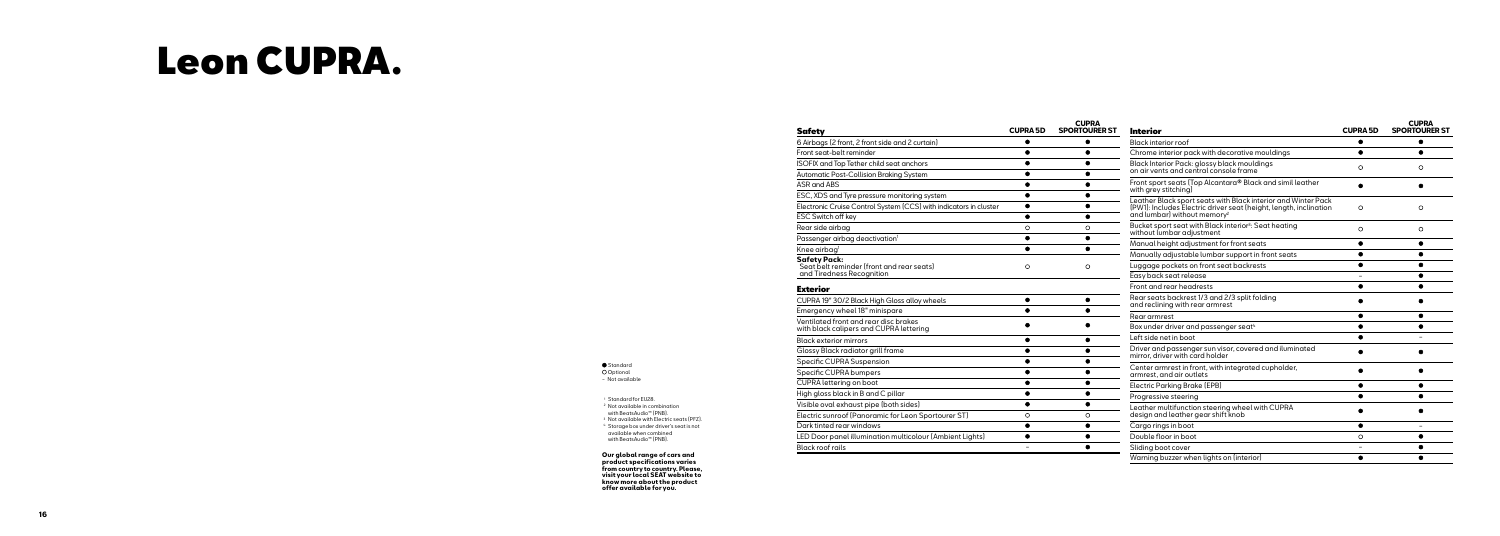# Leon CUPRA.

| Safety | CUPRA 5D | CUPRA SPORTOURER ST |
|---|---|---|
| 6 Airbags (2 front, 2 front side and 2 curtain) | ● | ● |
| Front seat-belt reminder | ● | ● |
| ISOFIX and Top Tether child seat anchors | ● | ● |
| Automatic Post-Collision Braking System | ● | ● |
| ASR and ABS | ● | ● |
| ESC, XDS and Tyre pressure monitoring system | ● | ● |
| Electronic Cruise Control System (CCS) with indicators in cluster | ● | ● |
| ESC Switch off key | ● | ● |
| Rear side airbag | ○ | ○ |
| Passenger airbag deactivation[1] | ● | ● |
| Knee airbag[1] | ● | ● |
| **Safety Pack:** Seat belt reminder (front and rear seats) and Tiredness Recognition | ○ | ○ |

| Exterior | CUPRA 5D | CUPRA SPORTOURER ST |
|---|---|---|
| CUPRA 19" 30/2 Black High Gloss alloy wheels | ● | ● |
| Emergency wheel 18" minispare | ● | ● |
| Ventilated front and rear disc brakes with black calipers and CUPRA lettering | ● | ● |
| Black exterior mirrors | ● | ● |
| Glossy Black radiator grill frame | ● | ● |
| Specific CUPRA Suspension | ● | ● |
| Specific CUPRA bumpers | ● | ● |
| CUPRA lettering on boot | ● | ● |
| High gloss black in B and C pillar | ● | ● |
| Visible oval exhaust pipe (both sides) | ● | ● |
| Electric sunroof (Panoramic for Leon Sportourer ST) | ○ | ○ |
| Dark tinted rear windows | ● | ● |
| LED Door panel illumination multicolour (Ambient Lights) | ● | ● |
| Black roof rails | – | ● |

| Interior | CUPRA 5D | CUPRA SPORTOURER ST |
|---|---|---|
| Black interior roof | ● | ● |
| Chrome interior pack with decorative mouldings | ● | ● |
| Black Interior Pack: glossy black mouldings on air vents and central console frame | ○ | ○ |
| Front sport seats (Top Alcantara® Black and simil leather with grey stitching) | ● | ● |
| Leather Black sport seats with Black interior and Winter Pack (PW1): Includes Electric driver seat (height, length, inclination and lumbar) without memory[2] | ○ | ○ |
| Bucket sport seat with Black interior[3]: Seat heating without lumbar adjustment | ○ | ○ |
| Manual height adjustment for front seats | ● | ● |
| Manually adjustable lumbar support in front seats | ● | ● |
| Luggage pockets on front seat backrests | ● | ● |
| Easy back seat release | – | ● |
| Front and rear headrests | ● | ● |
| Rear seats backrest 1/3 and 2/3 split folding and reclining with rear armrest | ● | ● |
| Rear armrest | ● | ● |
| Box under driver and passenger seat[4] | ● | ● |
| Left side net in boot | ● | – |
| Driver and passenger sun visor, covered and illuminated mirror, driver with card holder | ● | ● |
| Center armrest in front, with integrated cupholder, armrest, and air outlets | ● | ● |
| Electric Parking Brake (EPB) | ● | ● |
| Progressive steering | ● | ● |
| Leather multifunction steering wheel with CUPRA design and leather gear shift knob | ● | ● |
| Cargo rings in boot | ● | – |
| Double floor in boot | ○ | ● |
| Sliding boot cover | – | ● |
| Warning buzzer when lights on (interior) | ● | ● |

● Standard
○ Optional
– Not available

[1] Standard for EU28.
[2] Not available in combination with BeatsAudio™ (PNB).
[3] Not available with Electric seats (PF2).
[4] Storage box under driver's seat is not available when combined with BeatsAudio™ (PNB).

**Our global range of cars and product specifications varies from country to country. Please, visit your local SEAT website to know more about the product offer available for you.**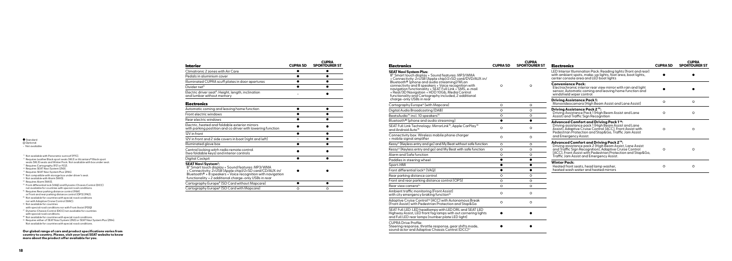● Standard
○ Optional
– Not available

[6] Not available with Panoramic sunroof (PTC).
[8] Requires Leather Black sport seats (WL1) or Alcantara® Black sport seats (WL3) seats and Winter Pack. Not available with box under seat.
[7] Requires Cartography (PZ1 or PZ2).
[8] Requires SEAT Navi System (ZN3).
[9] Requires SEAT Navi System Plus (ZN4).
[10] Not compatible with storage box under driver's seat.
[11] Not available with Alarm (WAS).
[12] Requires Alarm (WAS).
[13] Front differential lock (VAQ) and Dynamic Chassis Control (DCC) not available for countries with special road conditions.
[14] Requires Rear parking distance control (PAK) or Front and rear parking distance control (OPS) (PK2).
[15] Not available for countries with special road conditions nor with Adaptive Cruise Control (WAC).
[16] Not available for countries with special road conditions nor with Front Assist (PDQ).
[17] Dynamic Chassis Control (DCC) not available for countries with special road conditions.
[18] Not available for countries with special road conditions.
[19] Requires either of SEAT Navi System (ZN3) or SEAT Navi System Plus (ZN4). Not available for countries with special road conditions.

**Our global range of cars and product specifications varies from country to country. Please, visit your local SEAT website to know more about the product offer available for you.**

## Interior

| Interior | CUPRA 5D | CUPRA SPORTOURER ST |
|---|---|---|
| Climatronic 2 zones with Air Care | ● | ● |
| Pedals in aluminium cover | ● | ● |
| Illuminated CUPRA scuff plates in door apertures | ● | ● |
| Divider net[5] | ● | ● |
| Electric driver seat[6]: Height, length, inclination and lumbar without memory | – | ● |

## Electronics

| Electronics | CUPRA 5D | CUPRA SPORTOURER ST |
|---|---|---|
| Automatic coming and leaving home function | ● | ● |
| Front electric windows | ● | ● |
| Rear electric windows | ● | ● |
| Electric, heated and foldable exterior mirrors with parking postition and co driver with lowering function | ● | ● |
| 12V in front | ● | ● |
| 12V in front and 2 side covers in boot (right and left) | – | ● |
| Illuminated glove box | ● | ● |
| Central locking with radio remote control (two foldable keys) and interior controls | ● | ● |
| Digital Cockpit | ● | ● |
| **SEAT Navi System[7]:** 8" Smart touch display + Sound features: MP3/WMA + Connectivity: 2×USB (Apple chip)/2×SD card/CD/AUX-in/ Bluetooth® + 8 speakers + Voice recognition with navigation functionality + 2 additional charge-only USBs in rear | ● | ● |
| Cartography Europe[8] (SD Card without Mapcare) | ● | ● |
| Cartography Europe[8] (SD Card with Mapcare) | ○ | ○ |

| Electronics | CUPRA 5D | CUPRA SPORTOURER ST |
|---|---|---|
| **SEAT Navi System Plus:** 8" Smart touch display + Sound features: MP3/WMA + Connectivity: 2×USB (Apple chip)/2×SD card/DVD/AUX-in/ Bluetooth® (phone and audio streaming)/WLan connectivity and 8 speakers + Voice recognition with navigation functionality + SEAT Full Link + SMS, e-mail + Real/3D Navigation + HDD 10Gb, Media Control functionality and Cartography included, 2 additional charge-only USBs in rear | ○ | ○ |
| Cartography Europe[9] (with Mapcare) | ○ | ○ |
| Digital Audio Broadcasting (DAB) | ○ | ○ |
| BeatsAudio™ incl. 10 speakers[10] | ○ | ○ |
| Bluetooth® (phone and audio streaming) | ● | ● |
| SEAT Full Link Technology: MirrorLink™, Apple CarPlay™ and Android Auto™ | ○ | ○ |
| Connectivity box: Wireless mobile phone charger + mobile signal amplifier | ○ | ○ |
| Kessy[11] (Keyless entry and go) and My Beat without safe function | ○ | ○ |
| Kessy[12] (Keyless entry and go) and My Beat with safe function | ○ | ○ |
| Alarm and Safe function | ○ | ○ |
| Paddles in steering wheel | ● | ● |
| Sport-HMI | ● | ● |
| Front differential lock[13] (VAQ) | ● | ● |
| Rear parking distance control | ○ | ○ |
| Front and rear parking distance control (OPS) | ○ | ○ |
| Rear view camera[14] | ○ | ○ |
| Ambient traffic monitoring (Front Assist) with city emergency braking function[15] | ○ | ○ |
| Adaptive Cruise Control[16] (ACC) with Autonomous Break (Front Assist) with Pedestrian Protection and Stop&Go | ○ | ○ |
| SEAT Full LED: LED headlamps with LED DRL and SEAT LED Highway Assist, LED front fog lamps with out cornering lights and Full LED rear lamps (number plate LED light) | ● | ● |
| CUPRA Drive Profile: Steering response, throttle response, gear shifts mode, sound actor and Adaptive Chassis Control (DCC)[17] | ● | ● |

| Electronics | CUPRA 5D | CUPRA SPORTOURER ST |
|---|---|---|
| LED Interior Illumination Pack: Reading lights (front and rear) with ambient spots, make-up lights, foot area, boot lights, center console area and LED boot lights | ● | ● |
| **Convenience Pack:** Electrochromic interior rear view mirror with rain and light sensor, Automatic coming and leaving home function and windshield wiper control | ● | ● |
| **Driving Assistance Pack 1:** Monovideocamara (High Beam Assist and Lane Assist) | ○ | ○ |
| **Driving Assistance Pack 2[18]:** Driving Assistance Pack 1 (High Beam Assist and Lane Assist) and Traffic Sign Recognition | ○ | ○ |
| **Advanced Comfort and Driving Pack 1[18]:** Driving assistance pack 1 (High Beam Assist and Lane Assist), Adaptive Cruise Control (ACC), Front Assist with Pedestrian Protection and Stop&Go, Traffic Jam Assist and Emergency Assist. | ○ | ○ |
| **Advanced Comfort and Driving Pack 2[19]:** Driving assistance pack 2 (High Beam Assist, Lane Assist and Traffic Sign Recognition), Adaptive Cruise Control (ACC), Front Assist with Pedestrian Protection and Stop&Go, Traffic Jam Assist and Emergency Assist. | ○ | ○ |
| **Winter Pack:** Heated front seats, head lamp washer, heated wash water and heated mirrors | ○ | ○ |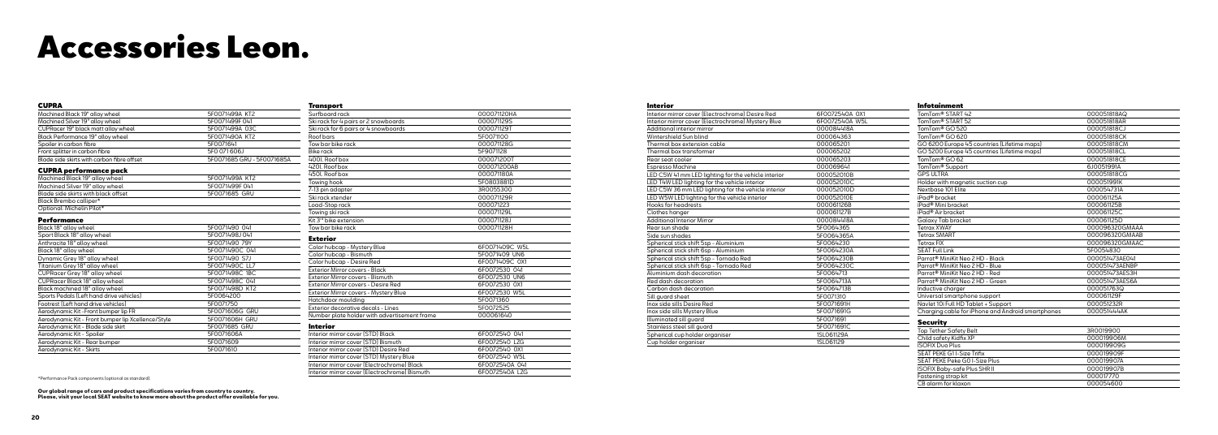# Accessories Leon.

## CUPRA

| | |
|---|---|
| Machined Black 19" alloy wheel | 5F0071499A KT2 |
| Machined Silver 19" alloy wheel | 5F0071499F 041 |
| CUPRacer 19" black matt alloy wheel | 5F0071499A 03C |
| Black Performance 19" alloy wheel | 5F0071490A KT2 |
| Spoiler in carbon fibre | 5F0071641 |
| Front splitter in carbon fibre | 5F0 071606J |
| Blade side skirts with carbon fibre offset | 5F0071685 GRU - 5F0071685A |

### CUPRA performance pack

| | |
|---|---|
| Machined Black 19" alloy wheel | 5F0071499A KT2 |
| Machined Silver 19" alloy wheel | 5F0071499F 041 |
| Blade side skirts with black offset | 5F0071685 GRU |
| Black Brembo calliper* | |
| Optional: Michelin Pilot* | |

### Performance

| | |
|---|---|
| Black 18" alloy wheel | 5F0071490 041 |
| Sport Black 18" alloy wheel | 5F0071498J 041 |
| Anthracite 18" alloy wheel | 5F0071490 79Y |
| Black 18" alloy wheel | 5F0071490C 041 |
| Dynamic Grey 18" alloy wheel | 5F0071490 S7J |
| Titanium Grey 18" alloy wheel | 5F0071490C LL7 |
| CUPRacer Grey 18" alloy wheel | 5F0071498C 18C |
| CUPRacer Black 18" alloy wheel | 5F0071498C 041 |
| Black machined 18" alloy wheel | 5F0071498D KT2 |
| Sports Pedals (Left hand drive vehicles) | 5F0064200 |
| Footrest (Left hand drive vehicles) | 5F0071750 |
| Aerodynamic Kit - Front bumper lip FR | 5F0071606G GRU |
| Aerodynamic Kit - Front bumper lip Xcellence/Style | 5F0071606H GRU |
| Aerodynamic Kit - Blade side skirt | 5F0071685 GRU |
| Aerodynamic Kit - Spoiler | 5F0071606A |
| Aerodynamic Kit - Rear bumper | 5F0071609 |
| Aerodynamic Kit - Skirts | 5F0071610 |

*Performance Pack components (optional as standard).

**Our global range of cars and product specifications varies from country to country. Please, visit your local SEAT website to know more about the product offer available for you.**

## Transport

| | |
|---|---|
| Surfboard rack | 000071120HA |
| Ski rack for 4 pairs or 2 snowboards | 000071129S |
| Ski rack for 6 pairs or 4 snowboards | 000071129T |
| Roof bars | 5F0071100 |
| Tow bar bike rack | 000071128G |
| Bike rack | 5F9071128 |
| 400L Roof box | 000071200T |
| 420L Roof box | 000071200AB |
| 450L Roof box | 000071180A |
| Towing hook | 5F0803881D |
| 7-13 pin adapter | 3R0055300 |
| Ski rack xtender | 000071129R |
| Load-Stop rack | 000071223 |
| Towing ski rack | 000071129L |
| Kit 3rd bike extension | 000071128J |
| Tow bar bike rack | 000071128H |

## Exterior

| | |
|---|---|
| Color hubcap - Mystery Blue | 6F0071409C W5L |
| Color hubcap - Bismuth | 5F0071409 UN6 |
| Color hubcap - Desire Red | 6F0071409C 0X1 |
| Exterior Mirror covers - Black | 6F0072530 041 |
| Exterior Mirror covers - Bismuth | 6F0072530 UN6 |
| Exterior Mirror covers - Desire Red | 6F0072530 0X1 |
| Exterior Mirror covers - Mystery Blue | 6F0072530 W5L |
| Hatchdoor moulding | 5F0071360 |
| Exterior decorative decals - Lines | 5F0072525 |
| Number plate holder with advertisement frame | 000061640 |

## Interior

| | |
|---|---|
| Interior mirror cover (STD) Black | 6F0072540 041 |
| Interior mirror cover (STD) Bismuth | 6F0072540 LZG |
| Interior mirror cover (STD) Desire Red | 6F0072540 0X1 |
| Interior mirror cover (STD) Mystery Blue | 6F0072540 W5L |
| Interior mirror cover (Electrochrome) Black | 6F0072540A 041 |
| Interior mirror cover (Electrochrome) Bismuth | 6F0072540A LZG |
| Interior mirror cover (Electrochrome) Desire Red | 6F0072540A 0X1 |
| Interior mirror cover (Electrochrome) Mystery Blue | 6F0072540A W5L |
| Additional interior mirror | 000084418A |
| Wintershield Sun blind | 000064363 |
| Thermal box extension cable | 000065201 |
| Thermal box transformer | 000065202 |
| Rear seat cooler | 000065203 |
| Espresso Machine | 000069641 |
| LED C5W 41 mm LED lighting for the vehicle interior | 000052010B |
| LED T4W LED lighting for the vehicle interior | 000052010C |
| LED C5W 36 mm LED lighting for the vehicle interior | 000052010D |
| LED W5W LED lighting for the vehicle interior | 000052010E |
| Hooks for headrests | 000061126B |
| Clothes hanger | 000061127B |
| Additional Interior Mirror | 000084418A |
| Rear sun shade | 5F0064365 |
| Side sun shades | 5F0064365A |
| Spherical stick shift 5sp - Aluminium | 5F0064230 |
| Spherical stick shift 6sp - Aluminium | 5F0064230A |
| Spherical stick shift 5sp - Tornado Red | 5F0064230B |
| Spherical stick shift 6sp - Tornado Red | 5F0064230C |
| Aluminium dash decoration | 5F0064713 |
| Red dash decoration | 5F0064713A |
| Carbon dash decoration | 5F0064713B |
| Sill guard sheet | 5F0071310 |
| Inox side sills Desire Red | 5F0071691H |
| Inox side sills Mystery Blue | 5F0071691G |
| Illuminated sill guard | 5F0071691 |
| Stainless steel sill guard | 5F0071691C |
| Spherical cup holder organiser | 1SL061129A |
| Cup holder organiser | 1SL061129 |

## Infotainment

| | |
|---|---|
| TomTom® START 42 | 000051818AQ |
| TomTom® START 52 | 000051818AR |
| TomTom® GO 520 | 000051818CJ |
| TomTom® GO 620 | 000051818CK |
| GO 6200 Europe 45 countries (Lifetime maps) | 000051818CM |
| GO 5200 Europe 45 countries (Lifetime maps) | 000051818CL |
| TomTom® GO 62 | 000051818CE |
| TomTom® Support | 6J0051991A |
| GPS ULTRA | 000051818CG |
| Holder with magnetic suction cup | 000051991K |
| Nextbase 101 Elite | 000054731A |
| iPad® bracket | 000061125A |
| iPad® Mini bracket | 000061125B |
| iPad® Air bracket | 000061125C |
| Galaxy Tab bracket | 000061125D |
| Tetrax XWAY | 000096320GMAAA |
| Tetrax SMART | 000096320GMAAB |
| Tetrax FIX | 000096320GMAAC |
| SEAT Full Link | 5F0054830 |
| Parrot® MiniKit Neo 2 HD - Black | 000051473AE041 |
| Parrot® MiniKit Neo 2 HD - Blue | 000051473AENBP |
| Parrot® MiniKit Neo 2 HD - Red | 000051473AES3H |
| Parrot® MiniKit Neo 2 HD - Green | 000051473AES6A |
| Inductive charger | 000051763Q |
| Universal smartphone support | 000061129F |
| Navlet 10i Full HD Tablet + Support | 000051232R |
| Charging cable for iPhone and Android smartphones | 000051444AK |

## Security

| | |
|---|---|
| Top Tether Safety Belt | 3R0019900 |
| Child safety Kidfix XP | 000019906M |
| ISOFIX Duo Plus | 000019909G |
| SEAT PEKE G1 i-Size Trifix | 000019909F |
| SEAT PEKE Peke G0 i-Size Plus | 000019907A |
| ISOFIX Baby-safe Plus SHR II | 000019907B |
| Fastening strap kit | 000017770 |
| CB alarm for klaxon | 000054600 |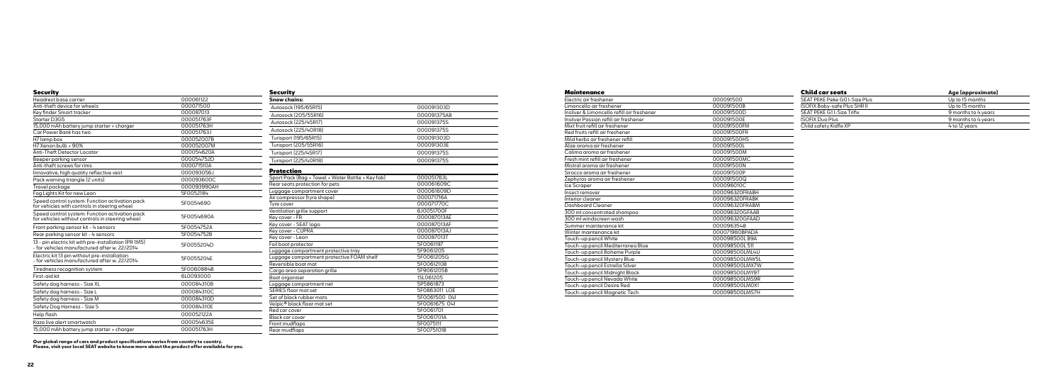## Security

| Security | |
|---|---|
| Headrest base carrier | 000061122 |
| Anti-theft device for wheels | 000071500 |
| Key finder Smart tracker | 000087013 |
| Starter D3G5 | 000051763F |
| 15,000 mAh battery jump starter + charger | 000051763H |
| Car Power Bank has two | 000051763J |
| H7 lamp box | 000052007B |
| H7 Xenon bulb + 90% | 000052007M |
| Anti-Theft Detector Locator | 000054620A |
| Beeper parking sensor | 000054752D |
| Anti-theft screws for rims | 000071510A |
| Innovative, high quality reflective vest | 000093056J |
| Pack warning triangle (2 units) | 000093600C |
| Travel package | 000093990AH |
| Fog Lights Kit for new Leon | 5F0052184 |
| Speed control system: Function activation pack for vehicles with controls in steering wheel | 5F0054690 |
| Speed control system: Function activation pack for vehicles without controls in steering wheel | 5F0054690A |
| Front parking sensor kit - 4 sensors | 5F0054752A |
| Rear parking sensor kit - 4 sensors | 5F0054752B |
| 13 - pin electric kit with pre-installation (PR 1M5) - for vehicles manufactured after w. 22/2014 | 5F0055204D |
| Electric kit 13 pin without pre-installation - for vehicles manufactured after w. 22/2014 | 5F0055204E |
| Tiredness recognition system | 5F0060884B |
| First-aid kit | 6L0093000 |
| Safety dog harness - Size XL | 000084310B |
| Safety dog harness - Size L | 000084310C |
| Safety dog harness - Size M | 000084310D |
| Safety Dog Harness - Size S | 000084310E |
| Help flash | 000052122A |
| Kaza live alert smartwatch | 000054635E |
| 15,000 mAh battery jump starter + charger | 000051763H |

## Security

| Snow chains: | |
|---|---|
| Autosock (195/65R15) | 000091303D |
| Autosock (205/55R16) | 000091375AB |
| Autosock (225/45R17) | 000091375S |
| Autosock (225/40R18) | 000091375S |
| Turisport (195/65R15) | 000091303D |
| Turisport (205/55R16) | 000091303E |
| Turisport (225/45R17) | 000091375S |
| Turisport (225/40R18) | 000091375S |

## Protection

| Protection | |
|---|---|
| Sport Pack (Bag + Towel + Water Bottle + Key fob) | 000051763L |
| Rear seats protection for pets | 000061609C |
| Luggage compartment cover | 000061609D |
| Air compressor (tyre shape) | 000071716A |
| Tyre cover | 000071770C |
| Ventilation grille support | 6J0051700F |
| Key cover - FR | 000087013AE |
| Key cover - SEAT logo | 000087013AF |
| Key cover - CUPRA | 000087013AJ |
| Key cover - Leon | 000087013T |
| Foil boot protector | 5F0061197 |
| Luggage compartment protective tray | 5F9061205 |
| Luggage compartment protective FOAM shelf | 5F0061205G |
| Reversible boot mat | 5F0061210B |
| Cargo area separation grille | 5F9061205B |
| Boot organiser | 1SL061205 |
| Luggage compartment net | 5P5861873 |
| SERIES floor mat set | 5F0863011 LOE |
| Set of black rubber mats | 5F0061500 041 |
| Velpic® black floor mat set | 5F0061675 041 |
| Red car cover | 5F0061701 |
| Black car cover | 5F0061701A |
| Front mudflaps | 5F0075111 |
| Rear mudflaps | 5F0075101B |

## Maintenance

| Maintenance | |
|---|---|
| Electric air freshener | 000091500 |
| Limoncello air freshener | 000091500B |
| Insilver & Limoncello refill air freshener | 000091500D |
| Insilver Passion refill air freshener | 000091500E |
| Mixt fruit refill air freshener | 000091500FM |
| Red fruits refill air freshener | 000091500FR |
| Mild herbs air freshener refill | 000091500HS |
| Alize aroma air freshener | 000091500L |
| Calima aroma air freshener | 000091500M |
| Fresh mint refill air freshener | 000091500MC |
| Mistral aroma air freshener | 000091500N |
| Sirocco aroma air freshener | 000091500P |
| Zephyros aroma air freshener | 000091500Q |
| Ice Scraper | 000096010C |
| Insect remover | 000096320FRABH |
| Interior cleaner | 000096320FRABK |
| Dashboard Cleaner | 000096320FRABM |
| 300 ml concentrated shampoo | 000096320GFAAB |
| 300 ml windscreen wash | 000096320GFAAD |
| Summer maintenance kit | 000096354B |
| Winter maintenance kit | 000071980BPADA |
| Touch-up pencil White | 000098500LB9A |
| Touch-up pencil Mediterranea Blue | 000098500L5I1 |
| Touch-up pencil Boheme Purple | 000098500LML4U |
| Touch-up pencil Mystery Blue | 000098500LMW5L |
| Touch-up pencil Estrella Silver | 000098500LMX7W |
| Touch-up pencil Midnight Black | 000098500LMY9T |
| Touch-up pencil Nevada White | 000098500LMS9R |
| Touch-up pencil Desire Red | 000098500LM0X1 |
| Touch-up pencil Magnetic Tech | 000098500LMS7H |

## Child car seats

| Child car seats | Age (approximate) |
|---|---|
| SEAT PEKE Peke G01-Size Plus | Up to 15 months |
| ISOFIX Baby-safe Plus SHR II | Up to 15 months |
| SEAT PEKE G11-Size Trifix | 9 months to 4 years |
| ISOFIX Duo Plus | 9 months to 4 years |
| Child safety Kidfix XP | 4 to 12 years |

**Our global range of cars and product specifications varies from country to country.
Please, visit your local SEAT website to know more about the product offer available for you.**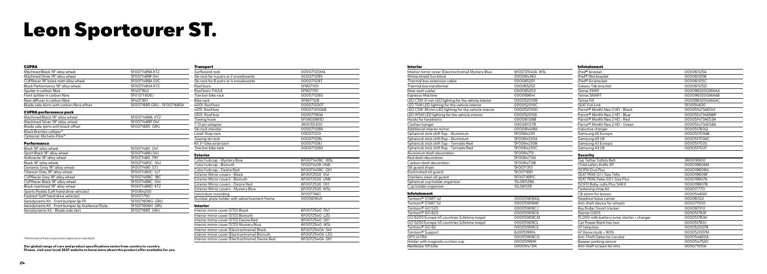# Leon Sportourer ST.

### CUPRA

| | |
|---|---|
| Machined Black 19" alloy wheel | 5F0071499A KT2 |
| Machined Silver 19" alloy wheel | 5F0071499F 041 |
| CUPRacer 19" black matt alloy wheel | 5F0071499A 03C |
| Black Performance 19" alloy wheel | 5F0071490A KT2 |
| Spoiler in carbon fibre | 5F4071641 |
| Front splitter in carbon fibre | 5F0 071606J |
| Rear diffuser in carbon fibre | 5F4071611 |
| Blade side skirts with carbon fibre offset | 5F0071685 GRU - 5F0071685A |

### CUPRA performance pack

| | |
|---|---|
| Machined Black 19" alloy wheel | 5F0071499A KT2 |
| Machined Silver 19" alloy wheel | 5F0071499F 041 |
| Blade side skirts with black offset | 5F0071685 GRU |
| Black Brembo calliper* | |
| Optional: Michelin Pilot* | |

### Performance

| | |
|---|---|
| Black 18" alloy wheel | 5F0071490 041 |
| Sport Black 18" alloy wheel | 5F0071498J 041 |
| Anthracite 18" alloy wheel | 5F0071490 79Y |
| Black 18" alloy wheel | 5F0071490C 041 |
| Dynamic Grey 18" alloy wheel | 5F0071490 S7J |
| Titanium Grey 18" alloy wheel | 5F0071490C LL7 |
| CUPRacer Grey 18" alloy wheel | 5F0071498C 1BC |
| CUPRacer Black 18" alloy wheel | 5F0071498C 041 |
| Black machined 18" alloy wheel | 5F0071498D KT2 |
| Sports Pedals (Left hand drive vehicles) | 5F0064200 |
| Footrest (Left hand drive vehicles) | 5F0071750 |
| Aerodynamic Kit - Front bumper lip FR | 5F0071606G GRU |
| Aerodynamic Kit - Front bumper lip Xcellence/Style | 5F0071606H GRU |
| Aerodynamic Kit - Blade side skirt | 5F0071685 GRU |

*Performance Pack components (optional as standard).

**Our global range of cars and product specifications varies from country to country. Please, visit your local SEAT website to know more about the product offer available for you.**

### Transport

| | |
|---|---|
| Surfboard rack | 000071120HA |
| Ski rack for 4 pairs or 2 snowboards | 000071129S |
| Ski rack for 6 pairs or 4 snowboards | 000071129T |
| Roof bars | 5F9071101 |
| Roof bars THULE | 5F9071151 |
| Tow bar bike rack | 000071128G |
| Bike rack | 5F9071128 |
| 400L Roof box | 000071200T |
| 420L Roof box | 000071200AB |
| 450L Roof box | 000071180A |
| Towing hook | 5F0803881D |
| 7-13 pin adapter | 3R0055300 |
| Ski rack xtender | 000071129R |
| Load-Stop rack | 000071223 |
| Towing ski rack | 000071129L |
| Kit 3rd bike extension | 000071128J |
| Tow bar bike rack | 000071128H |

### Exterior

| | |
|---|---|
| Color hubcap - Mystery Blue | 6F0071409C W5L |
| Color hubcap - Bismuth | 5F0071409 UN6 |
| Color hubcap - Desire Red | 6F0071409C 0X1 |
| Exterior Mirror covers - Black | 6F0072530 041 |
| Exterior Mirror covers - Bismuth | 6F0072530 UN6 |
| Exterior Mirror covers - Desire Red | 6F0072530 0X1 |
| Exterior Mirror covers - Mystery Blue | 6F0072530 W5L |
| Hatchdoor moulding | 5F0071360 |
| Number plate holder with advertisement frame | 000061640 |

### Interior

| | |
|---|---|
| Interior mirror cover (STD) Black | 6F0072540 041 |
| Interior mirror cover (STD) Bismuth | 6F0072540 LZG |
| Interior mirror cover (STD) Desire Red | 6F0072540 0X1 |
| Interior mirror cover (STD) Mystery Blue | 6F0072540 W5L |
| Interior mirror cover (Electrochrome) Black | 6F0072540A 041 |
| Interior mirror cover (Electrochrome) Bismuth | 6F0072540A LZG |
| Interior mirror cover (Electrochrome) Desire Red | 6F0072540A 0X1 |
| Interior mirror cover (Electrochrome) Mystery Blue | 6F0072540A W5L |
| Wintershield Sun blind | 000064363 |
| Thermal box extension cable | 000065201 |
| Thermal box transformer | 000065202 |
| Rear seat cooler | 000065203 |
| Espresso Machine | 000069641 |
| LED C5W 41 mm LED lighting for the vehicle interior | 000052010B |
| LED T4W LED lighting for the vehicle interior | 000052010C |
| LED C5W 36 mm LED lighting for the vehicle interior | 000052010D |
| LED W5W LED lighting for the vehicle interior | 000052010E |
| Hooks for headrests | 000061268 |
| Clothes hanger | 000061127B |
| Additional interior mirror | 000084418A |
| Spherical stick shift 5sp - Aluminium | 5F0064230 |
| Spherical stick shift 6sp - Aluminium | 5F0064230A |
| Spherical stick shift 5sp - Tornado Red | 5F0064230B |
| Spherical stick shift 6sp - Tornado Red | 5F0064230C |
| Aluminium dash decoration | 5F0064713 |
| Red dash decoration | 5F0064713A |
| Carbon dash decoration | 5F0064713B |
| Sill guard sheet | 5F0071310 |
| Illuminated sill guard | 5F0071691 |
| Stainless steel sill guard | 5F0071691C |
| Spherical cup holder organiser | 1SL061129A |
| Cup holder organiser | 1SL061129 |

### Infotainment

| | |
|---|---|
| Tomtom® START 42 | 000051818AQ |
| Tomtom® START 52 | 000051818AR |
| Tomtom® GO 520 | 000051818CJ |
| Tomtom® GO 620 | 000051818CK |
| GO 6200 Europe 45 countries (Lifetime maps) | 000051818CM |
| GO 5200 Europe 45 countries (Lifetime maps) | 000051818CL |
| Tomtom® GO 62 | 000051818CE |
| Tomtom® Support | 6J0051991A |
| GPS ULTRA | 000051818CG |
| Holder with magnetic suction cup | 000051991K |
| Nextbase 101 Elite | 000054731A |
| iPad® bracket | 000061125A |
| iPad® Mini bracket | 000061125B |
| iPad® Air bracket | 000061125C |
| Galaxy Tab bracket | 000061125D |
| Tetrax XWAY | 000096320GMAAA |
| Tetrax SMART | 000096320GMAAB |
| Tetrax FIX | 000096320GMAAC |
| SEAT Full Link | 5F0054830 |
| Parrot® MiniKit Neo 2 HD - Black | 000051473AE041 |
| Parrot® MiniKit Neo 2 HD - Blue | 000051473AENBP |
| Parrot® MiniKit Neo 2 HD - Red | 000051473AES3H |
| Parrot® MiniKit Neo 2 HD - Green | 000051473AES6A |
| Inductive charger | 000051763Q |
| Samsung A5 Europa | 000051703AB |
| Samsung A5 UK | 000051703AC |
| Samsung A3 Europa | 000051703S |
| Samsung A3 UK | 000051703T |

### Security

| | |
|---|---|
| Top Tether Safety Belt | 3R0019900 |
| Child safety Kidfix XP | 000019906M |
| ISOFIX Duo Plus | 000019909G |
| SEAT PEKE G1 I-Size Trifix | 000019909F |
| SEAT PEKE Peke G0 I-Size Plus | 000019907A |
| ISOFIX Baby-safe Plus SHR II | 000019907B |
| Fastening strap kit | 000017770 |
| CB alarm for klaxon | 000054600 |
| Headrest base carrier | 000061122 |
| Anti-theft device for wheels | 000071500 |
| Key finder Smart tracker | 000087013 |
| Starter D3G5 | 000051763F |
| 15,000 mAh battery jump starter + charger | 000051763H |
| Car Power Bank has two | 000051763J |
| H7 lamp box | 000052007B |
| H7 Xenon bulb + 90% | 000052007M |
| Anti-Theft Detector Locator | 000054620A |
| Beeper parking sensor | 000054752D |
| Anti-theft screws for rims | 000071510A |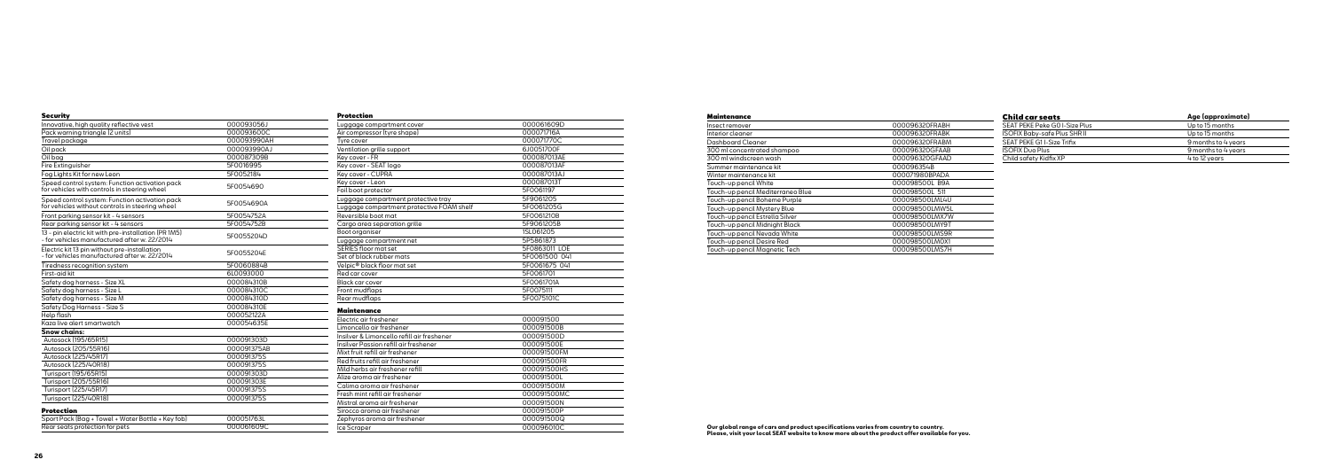### Security

| Item | Part number |
|---|---|
| Innovative, high quality reflective vest | 000093056J |
| Pack warning triangle (2 units) | 000093600C |
| Travel package | 000093990AH |
| Oil pack | 000093990AJ |
| Oil bag | 000087309B |
| Fire Extinguisher | 5F0016995 |
| Fog Lights Kit for new Leon | 5F0052184 |
| Speed control system: Function activation pack for vehicles with controls in steering wheel | 5F0054690 |
| Speed control system: Function activation pack for vehicles without controls in steering wheel | 5F0054690A |
| Front parking sensor kit - 4 sensors | 5F0054752A |
| Rear parking sensor kit - 4 sensors | 5F0054752B |
| 13 - pin electric kit with pre-installation (PR 1M5) - for vehicles manufactured after w. 22/2014 | 5F0055204D |
| Electric kit 13 pin without pre-installation - for vehicles manufactured after w. 22/2014 | 5F0055204E |
| Tiredness recognition system | 5F0060884B |
| First-aid kit | 6L0093000 |
| Safety dog harness - Size XL | 000084310B |
| Safety dog harness - Size L | 000084310C |
| Safety dog harness - Size M | 000084310D |
| Safety Dog Harness - Size S | 000084310E |
| Help flash | 000052122A |
| Kaza live alert smartwatch | 000054635E |

### Snow chains:

| Item | Part number |
|---|---|
| Autosock (195/65R15) | 000091303D |
| Autosock (205/55R16) | 000091375AB |
| Autosock (225/45R17) | 000091375S |
| Autosock (225/40R18) | 000091375S |
| Turisport (195/65R15) | 000091303D |
| Turisport (205/55R16) | 000091303E |
| Turisport (225/45R17) | 000091375S |
| Turisport (225/40R18) | 000091375S |

### Protection

| Item | Part number |
|---|---|
| Sport Pack (Bag + Towel + Water Bottle + Key fob) | 000051763L |
| Rear seats protection for pets | 000061609C |

### Protection

| Item | Part number |
|---|---|
| Luggage compartment cover | 000061609D |
| Air compressor (tyre shape) | 000071716A |
| Tyre cover | 000071770C |
| Ventilation grille support | 6J0051700F |
| Key cover - FR | 000087013AE |
| Key cover - SEAT logo | 000087013AF |
| Key cover - CUPRA | 000087013AJ |
| Key cover - Leon | 000087013T |
| Foil boot protector | 5F0061197 |
| Luggage compartment protective tray | 5F9061205 |
| Luggage compartment protective FOAM shelf | 5F0061205G |
| Reversible boot mat | 5F0061210B |
| Cargo area separation grille | 5F9061205B |
| Boot organiser | 1SL061205 |
| Luggage compartment net | 5P5861873 |
| SERIES floor mat set | 5F0863011 LOE |
| Set of black rubber mats | 5F0061500 041 |
| Velpic® black floor mat set | 5F0061675 041 |
| Red car cover | 5F0061701 |
| Black car cover | 5F0061701A |
| Front mudflaps | 5F0075111 |
| Rear mudflaps | 5F0075101C |

### Maintenance

| Item | Part number |
|---|---|
| Electric air freshener | 000091500 |
| Limoncello air freshener | 000091500B |
| Insilver & Limoncello refill air freshener | 000091500D |
| Insilver Passion refill air freshener | 000091500E |
| Mixt fruit refill air freshener | 000091500FM |
| Red fruits refill air freshener | 000091500FR |
| Mild herbs air freshener refill | 000091500HS |
| Alize aroma air freshener | 000091500L |
| Calima aroma air freshener | 000091500M |
| Fresh mint refill air freshener | 000091500MC |
| Mistral aroma air freshener | 000091500N |
| Sirocco aroma air freshener | 000091500P |
| Zephyros aroma air freshener | 000091500Q |
| Ice Scraper | 000096010C |

### Maintenance

| Item | Part number |
|---|---|
| Insect remover | 000096320FRABH |
| Interior cleaner | 000096320FRABK |
| Dashboard Cleaner | 000096320FRABM |
| 300 ml concentrated shampoo | 000096320GFAAB |
| 300 ml windscreen wash | 000096320GFAAD |
| Summer maintenance kit | 000096354B |
| Winter maintenance kit | 000071980BPADA |
| Touch-up pencil White | 000098500L B9A |
| Touch-up pencil Mediterraneo Blue | 000098500L 5I1 |
| Touch-up pencil Boheme Purple | 000098500LMU4U |
| Touch-up pencil Mystery Blue | 000098500LMW5L |
| Touch-up pencil Estrella Silver | 000098500LMX7W |
| Touch-up pencil Midnight Black | 000098500LMY9T |
| Touch-up pencil Nevada White | 000098500LMS9R |
| Touch-up pencil Desire Red | 000098500LM0X1 |
| Touch-up pencil Magnetic Tech | 000098500LMS7H |

### Child car seats

| Child car seats | Age (approximate) |
|---|---|
| SEAT PEKE Peke G0 I-Size Plus | Up to 15 months |
| ISOFIX Baby-safe Plus SHR II | Up to 15 months |
| SEAT PEKE G1 I-Size Trifix | 9 months to 4 years |
| ISOFIX Duo Plus | 9 months to 4 years |
| Child safety Kidfix XP | 4 to 12 years |

**Our global range of cars and product specifications varies from country to country. Please, visit your local SEAT website to know more about the product offer available for you.**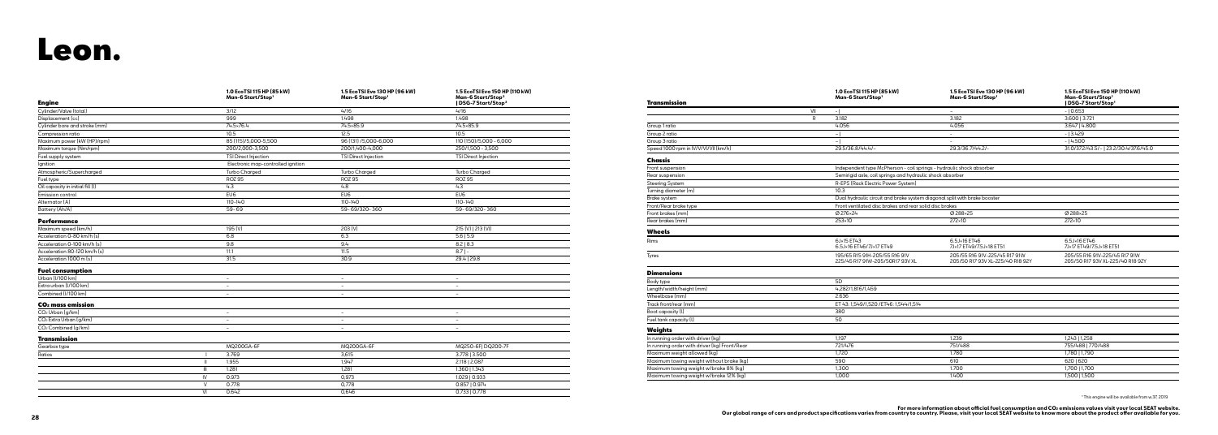# Leon.

| Engine | 1.0 EcoTSI 115 HP (85 kW) Man-6 Start/Stop[1] | 1.5 EcoTSI Evo 130 HP (96 kW) Man-6 Start/Stop[1] | 1.5 EcoTSI Evo 150 HP (110 kW) Man-6 Start/Stop[1] \| DSG-7 Start/Stop[1] |
|---|---|---|---|
| Cylinder/Valve (total) | 3/12 | 4/16 | 4/16 |
| Displacement (cc) | 999 | 1.498 | 1.498 |
| Cylinder bore and stroke (mm) | 74.5×76.4 | 74.5×85.9 | 74.5×85.9 |
| Compression ratio | 10.5 | 12.5 | 10.5 |
| Maximum power (kW (HP)/rpm) | 85 (115)/5,000-5,500 | 96 (131) /5,000-6,000 | 110 (150)/5,000 - 6,000 |
| Maximum torque (Nm/rpm) | 200/2,000-3,500 | 200/1,400-4,000 | 250/1,500 - 3,500 |
| Fuel supply system | TSI Direct Injection | TSI Direct Injection | TSI Direct Injection |
| Ignition | Electronic map-controlled ignition | | |
| Atmospheric/Supercharged | Turbo Charged | Turbo Charged | Turbo Charged |
| Fuel type | RON 95 | RON 95 | RON 95 |
| Oil capacity in initial fill (l) | 4.3 | 4.8 | 4.3 |
| Emission control | EU6 | EU6 | EU6 |
| Alternator (A) | 110-140 | 110-140 | 110-140 |
| Battery (Ah/A) | 59-69 | 59- 69/320- 360 | 59-69/320- 360 |
| **Performance** | | | |
| Maximum speed (km/h) | 195 (V) | 203 (V) | 215 (V) \| 213 (VI) |
| Acceleration 0-80 km/h (s) | 6.8 | 6.3 | 5.6 \| 5.9 |
| Acceleration 0-100 km/h (s) | 9.8 | 9.4 | 8.2 \| 8.3 |
| Acceleration 80-120 km/h (s) | 11.1 | 11.5 | 8.7 \| - |
| Acceleration 1000 m (s) | 31.5 | 30.9 | 29.4 \| 29.8 |
| **Fuel consumption** | | | |
| Urban (l/100 km) | – | – | – |
| Extra urban (l/100 km) | – | – | – |
| Combined (l/100 km) | – | – | – |
| **$CO_2$ mass emission** | | | |
| $CO_2$ Urban (g/km) | – | – | – |
| $CO_2$ Extra Urban (g/km) | – | – | – |
| $CO_2$ Combined (g/km) | – | – | – |
| **Transmission** | | | |
| Gearbox type | MQ200GA-6F | MQ200GA-6F | MQ250-6F\| DQ200-7F |
| Ratios I | 3.769 | 3.615 | 3.778 \| 3.500 |
| II | 1.955 | 1.947 | 2.118 \| 2.087 |
| III | 1.281 | 1.281 | 1.360 \| 1.343 |
| IV | 0.973 | 0.973 | 1.029 \| 0.933 |
| V | 0.778 | 0.778 | 0.857 \| 0.974 |
| VI | 0.642 | 0.646 | 0.733 \| 0.778 |

| Transmission | 1.0 EcoTSI 115 HP (85 kW) Man-6 Start/Stop[1] | 1.5 EcoTSI Evo 130 HP (96 kW) Man-6 Start/Stop[1] | 1.5 EcoTSI Evo 150 HP (110 kW) Man-6 Start/Stop[1] \| DSG-7 Start/Stop[1] |
|---|---|---|---|
| VII | – \| | – | - \| 0.653 |
| R | 3.182 | 3.182 | 3.600 \| 3.721 |
| Group 1 ratio | 4.056 | 4.056 | 3.647 \| 4.800 |
| Group 2 ratio | – \| | – | - \| 3.429 |
| Group 3 ratio | – \| | – | - \| 4.500 |
| Speed 1000 rpm in IV/V/VI/VII (km/h) | 29.5/36.8/44.4/– | 29.3/36.7/44.2/- | 31.0/37.2/43.5/- \| 23.2/30.4/37.6/45.0 |
| **Chassis** | | | |
| Front suspension | Independent type McPherson - coil springs - hydraulic shock absorber | | |
| Rear suspension | Semirigid axle, coil springs and hydraulic shock absorber | | |
| Steering System | R-EPS (Rack Electric Power System) | | |
| Turning diameter (m) | 10.3 | | |
| Brake system | Dual hydraulic circuit and brake system diagonal split with brake booster | | |
| Front/Rear brake type | Front ventilated disc brakes and rear solid disc brakes | | |
| Front brakes (mm) | Ø 276×24 | Ø 288×25 | Ø 288×25 |
| Rear brakes (mm) | 253×10 | 272×10 | 272×10 |
| **Wheels** | | | |
| Rims | 6J×15 ET43<br>6.5J×16 ET46/7J×17 ET49 | 6.5J×16 ET46<br>7J×17 ET49/7.5J×18 ET51 | 6.5J×16 ET46<br>7J×17 ET49/7.5J×18 ET51 |
| Tyres | 195/65 R15 91H-205/55 R16 91V<br>225/45 R17 91W-205/50R17 93V XL | 205/55 R16 91V-225/45 R17 91W<br>205/50 R17 93V XL-225/40 R18 92Y | 205/55 R16 91V-225/45 R17 91W<br>205/50 R17 93V XL-225/40 R18 92Y |
| **Dimensions** | | | |
| Body type | 5D | | |
| Length/width/height (mm) | 4,282/1,816/1,459 | | |
| Wheelbase (mm) | 2,636 | | |
| Track front/rear (mm) | ET 43: 1,549/1,520 /ET46: 1,544/1,514 | | |
| Boot capacity (l) | 380 | | |
| Fuel tank capacity (l) | 50 | | |
| **Weights** | | | |
| In running order with driver (kg) | 1,197 | 1,239 | 1,243 \| 1,258 |
| In running order with driver (kg) Front/Rear | 721/476 | 751/488 | 755/488 \| 770/488 |
| Maximum weight allowed (kg) | 1,720 | 1,780 | 1,780 \| 1,790 |
| Maximum towing weight without brake (kg) | 590 | 610 | 620 \| 620 |
| Maximum towing weight w/brake 8% (kg) | 1,300 | 1,700 | 1,700 \| 1,700 |
| Maximum towing weight w/brake 12% (kg) | 1,000 | 1,400 | 1,500 \| 1,500 |

[1] This engine will be available from w.37 2019

**For more information about official fuel consumption and $CO_2$ emissions values visit your local SEAT website.**
**Our global range of cars and product specifications varies from country to country. Please, visit your local SEAT website to know more about the product offer available for you.**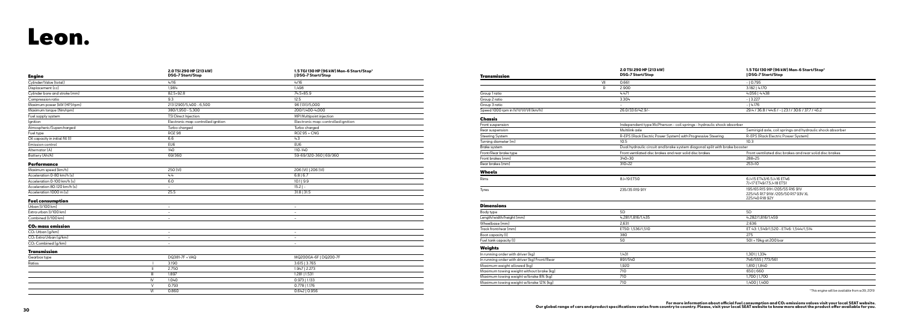# Leon.

| Engine | 2.0 TSI 290 HP (213 kW) DSG-7 Start/Stop | 1.5 TGI 130 HP (96 kW) Man-6 Start/Stop[1] \| DSG-7 Start/Stop |
|---|---|---|
| Cylinder/Valve (total) | 4/16 | 4/16 |
| Displacement (cc) | 1,984 | 1,498 |
| Cylinder bore and stroke (mm) | 82.5×92.8 | 74.5×85.9 |
| Compression ratio | 9.3 | 12.5 |
| Maximum power (kW (HP)/rpm) | 213 (290)/5,400 - 6,500 | 96 (131)/5,000 |
| Maximum torque (Nm/rpm) | 380/1,950 - 5,300 | 200/1,400-4,000 |
| Fuel supply system | TSI Direct Injection | MPI Multipoint injection |
| Ignition | Electronic map-controlled ignition | Electronic map-controlled ignition |
| Atmospheric/Supercharged | Turbo charged | Turbo charged |
| Fuel type | ROZ 98 | ROZ 95 + CNG |
| Oil capacity in initial fill (l) | 6.6 | 4.3 |
| Emission control | EU6 | EU6 |
| Alternator (A) | 140 | 110-140 |
| Battery (Ah/A) | 69/360 | 59-69/320-360 \| 69/360 |

| Performance | | |
|---|---|---|
| Maximum speed (km/h) | 250 (VI) | 206 (VI) \| 206 (VI) |
| Acceleration 0-80 km/h (s) | 4.4 | 6.8 \| 6.7 |
| Acceleration 0-100 km/h (s) | 6.0 | 10.1 \| 9.9 |
| Acceleration 80-120 km/h (s) | – | 15.2 \| - |
| Acceleration 1000 m (s) | 25.5 | 31.8 \| 31.5 |

| Fuel consumption | | |
|---|---|---|
| Urban (l/100 km) | – | – |
| Extraurban (l/100 km) | – | – |
| Combined (l/100 km) | – | – |

| $CO_2$ mass emission | | |
|---|---|---|
| $CO_2$ Urban (g/km) | – | – |
| $CO_2$ Extra Urban (g/km) | – | – |
| $CO_2$ Combined (g/km) | – | – |

| Transmission | | 2.0 TSI 290 HP (213 kW) DSG-7 Start/Stop | 1.5 TGI 130 HP (96 kW) Man-6 Start/Stop[1] \| DSG-7 Start/Stop |
|---|---|---|---|
| Gearbox type | | DQ381-7F + VAQ | MQ200GA-6F \| DQ200-7F |
| Ratios | I | 3.190 | 3.615 \| 3.765 |
| | II | 2.750 | 1.947 \| 2.273 |
| | III | 1.897 | 1.281 \| 1.531 |
| | IV | 1.040 | 0.973 \| 1.133 |
| | V | 0.793 | 0.778 \| 1.176 |
| | VI | 0.860 | 0.642 \| 0.956 |
| | VII | 0.661 | - \| 0.795 |
| | R | 2.900 | 3.182 \| 4.170 |
| Group 1 ratio | | 4.471 | 4.056 \| 4.438 |
| Group 2 ratio | | 3.304 | - \| 3.227 |
| Group 3 ratio | | – | - \| 4.176 |
| Speed 1000 rpm in IV/V/VI/VII (km/h) | | 26.0/33.6/42.9/- | 29.4 / 36.8 / 44.6 / - \| 27.4 / 30.6 / 37.7 / 45.2 |

| Chassis | 2.0 TSI 290 HP (213 kW) DSG-7 Start/Stop | 1.5 TGI 130 HP (96 kW) Man-6 Start/Stop[1] \| DSG-7 Start/Stop |
|---|---|---|
| Front suspension | Independent type McPherson - coil springs - hydraulic shock absorber | |
| Rear suspension | Multilink axle | Semirigid axle, coil springs and hydraulic shock absorber |
| Steering System | R-EPS (Rack Electric Power System) with Progressive Steering | R-EPS (Rack Electric Power System) |
| Turning diameter (m) | 10.5 | 10.3 |
| Brake system | Dual hydraulic circuit and brake system diagonal split with brake booster | |
| Front/Rear brake type | Front ventilated disc brakes and rear solid disc brakes | Front ventilated disc brakes and rear solid disc brakes |
| Front brakes (mm) | 340×30 | 288×25 |
| Rear brakes (mm) | 310×22 | 253×10 |

| Wheels | | |
|---|---|---|
| Rims | 8J×19 ET50 | 6.5J×15 ET43/6.5J×16 ET46<br>7J×17 ET49/7.5J×18 ET51 |
| Tyres | 235/35 R19 91Y | 195/65 R15 91H /205/55 R16 91V<br>225/45 R17 91W /205/50 R17 93V XL<br>225/40 R18 92Y |

| Dimensions | | |
|---|---|---|
| Body type | 5D | 5D |
| Length/width/height (mm) | 4,281/1,816/1,435 | 4,282/1,816/1,459 |
| Wheelbase (mm) | 2,631 | 2,636 |
| Track front/rear (mm) | ET50: 1,536/1,510 | ET 43: 1,549/1,520 - ET46: 1,544/1,514 |
| Boot capacity (l) | 380 | 275 |
| Fuel tank capacity (l) | 50 | 50l + 15kg at 200 bar |

| Weights | | |
|---|---|---|
| In running order with driver (kg) | 1,431 | 1,301 \| 1,334 |
| In running order with driver (kg) Front/Rear | 891/540 | 746/555 \| 773/561 |
| Maximum weight allowed (kg) | 1,920 | 1,810 \| 1,840 |
| Maximum towing weight without brake (kg) | 710 | 650 \| 660 |
| Maximum towing weight w/brake 8% (kg) | 710 | 1,700 \| 1,700 |
| Maximum towing weight w/brake 12% (kg) | 710 | 1,400 \| 1,400 |

[1] This engine will be available from w.39, 2019

**For more information about official fuel consumption and $CO_2$ emissions values visit your local SEAT website.**
**Our global range of cars and product specifications varies from country to country. Please, visit your local SEAT website to know more about the product offer available for you.**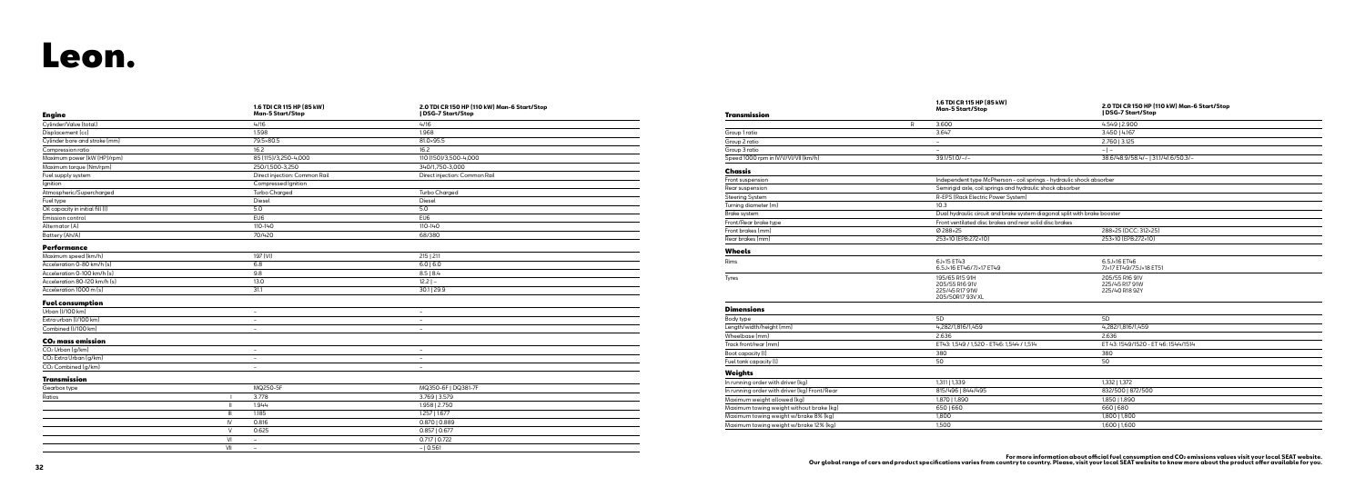# Leon.

| Engine | 1.6 TDI CR 115 HP (85 kW) Man-5 Start/Stop | 2.0 TDI CR 150 HP (110 kW) Man-6 Start/Stop \| DSG-7 Start/Stop |
|---|---|---|
| Cylinder/Valve (total) | 4/16 | 4/16 |
| Displacement (cc) | 1,598 | 1,968 |
| Cylinder bore and stroke (mm) | 79.5×80.5 | 81.0×95.5 |
| Compression ratio | 16.2 | 16.2 |
| Maximum power (kW (HP)/rpm) | 85 (115)/3,250-4,000 | 110 (150)/3,500-4,000 |
| Maximum torque (Nm/rpm) | 250/1,500-3,250 | 340/1,750-3,000 |
| Fuel supply system | Direct injection: Common Rail | Direct injection: Common Rail |
| Ignition | Compressed Ignition | |
| Atmospheric/Supercharged | Turbo Charged | Turbo Charged |
| Fuel type | Diesel | Diesel |
| Oil capacity in initial fill (l) | 5.0 | 5.0 |
| Emission control | EU6 | EU6 |
| Alternator (A) | 110-140 | 110-140 |
| Battery (Ah/A) | 70/420 | 68/380 |

| Performance | | |
|---|---|---|
| Maximum speed (km/h) | 197 (VI) | 215 \| 211 |
| Acceleration 0-80 km/h (s) | 6.8 | 6.0 \| 6.0 |
| Acceleration 0-100 km/h (s) | 9.8 | 8.5 \| 8.4 |
| Acceleration 80-120 km/h (s) | 13.0 | 12.2 \| – |
| Acceleration 1000 m (s) | 31.1 | 30.1 \| 29.9 |

| Fuel consumption | | |
|---|---|---|
| Urban (l/100 km) | – | – |
| Extraurban (l/100 km) | – | – |
| Combined (l/100 km) | – | – |

| $CO_2$ mass emission | | |
|---|---|---|
| $CO_2$ Urban (g/km) | – | – |
| $CO_2$ Extra Urban (g/km) | – | – |
| $CO_2$ Combined (g/km) | – | – |

| Transmission | | | |
|---|---|---|---|
| Gearbox type | | MQ250-5F | MQ350-6F \| DQ381-7F |
| Ratios | I | 3.778 | 3.769 \| 3.579 |
| | II | 1.944 | 1.958 \| 2.750 |
| | III | 1.185 | 1.257 \| 1.677 |
| | IV | 0.816 | 0.870 \| 0.889 |
| | V | 0.625 | 0.857 \| 0.677 |
| | VI | – | 0.717 \| 0.722 |
| | VII | – | – \| 0.561 |
| | R | 3.600 | 4.549 \| 2.900 |
| Group 1 ratio | | 3.647 | 3.450 \| 4.167 |
| Group 2 ratio | | – | 2.760 \| 3.125 |
| Group 3 ratio | | – | – \| – |
| Speed 1000 rpm in IV/V/VI/VII (km/h) | | 39.1/51.0/–/– | 38.6/48.9/58.4/– \| 31.1/41.6/50.3/– |

| Chassis | 1.6 TDI CR 115 HP (85 kW) Man-5 Start/Stop | 2.0 TDI CR 150 HP (110 kW) Man-6 Start/Stop \| DSG-7 Start/Stop |
|---|---|---|
| Front suspension | Independent type McPherson - coil springs - hydraulic shock absorber | |
| Rear suspension | Semirigid axle, coil springs and hydraulic shock absorber | |
| Steering System | R-EPS (Rack Electric Power System) | |
| Turning diameter (m) | 10.3 | |
| Brake system | Dual hydraulic circuit and brake system diagonal split with brake booster | |
| Front/Rear brake type | Front ventilated disc brakes and rear solid disc brakes | |
| Front brakes (mm) | Ø 288×25 | 288×25 (DCC: 312×25) |
| Rear brakes (mm) | 253×10 (EPB272×10) | 253×10 (EPB272×10) |

| Wheels | | |
|---|---|---|
| Rims | 6J×15 ET43<br>6.5J×16 ET46/7J×17 ET49 | 6.5J×16 ET46<br>7J×17 ET49/7.5J×18 ET51 |
| Tyres | 195/65 R15 91H<br>205/55 R16 91V<br>225/45 R17 91W<br>205/50R17 93V XL | 205/55 R16 91V<br>225/45 R17 91W<br>225/40 R18 92Y |

| Dimensions | | |
|---|---|---|
| Body type | 5D | 5D |
| Length/width/height (mm) | 4,282/1,816/1,459 | 4,282/1,816/1,459 |
| Wheelbase (mm) | 2,636 | 2,636 |
| Track front/rear (mm) | ET43: 1,549 / 1,520 - ET46: 1,544 / 1,514 | ET 43: 1549/1520 - ET 46: 1544/1514 |
| Boot capacity (l) | 380 | 380 |
| Fuel tank capacity (l) | 50 | 50 |

| Weights | | |
|---|---|---|
| In running order with driver (kg) | 1,311 \| 1,339 | 1,332 \| 1,372 |
| In running order with driver (kg) Front/Rear | 815/496 \| 844/495 | 832/500 \| 872/500 |
| Maximum weight allowed (kg) | 1,870 \| 1,890 | 1,850 \| 1,890 |
| Maximum towing weight without brake (kg) | 650 \| 660 | 660 \| 680 |
| Maximum towing weight w/brake 8% (kg) | 1,800 | 1,800 \| 1,800 |
| Maximum towing weight w/brake 12% (kg) | 1,500 | 1,600 \| 1,600 |

**For more information about official fuel consumption and $CO_2$ emissions values visit your local SEAT website.**
**Our global range of cars and product specifications varies from country to country. Please, visit your local SEAT website to know more about the product offer available for you.**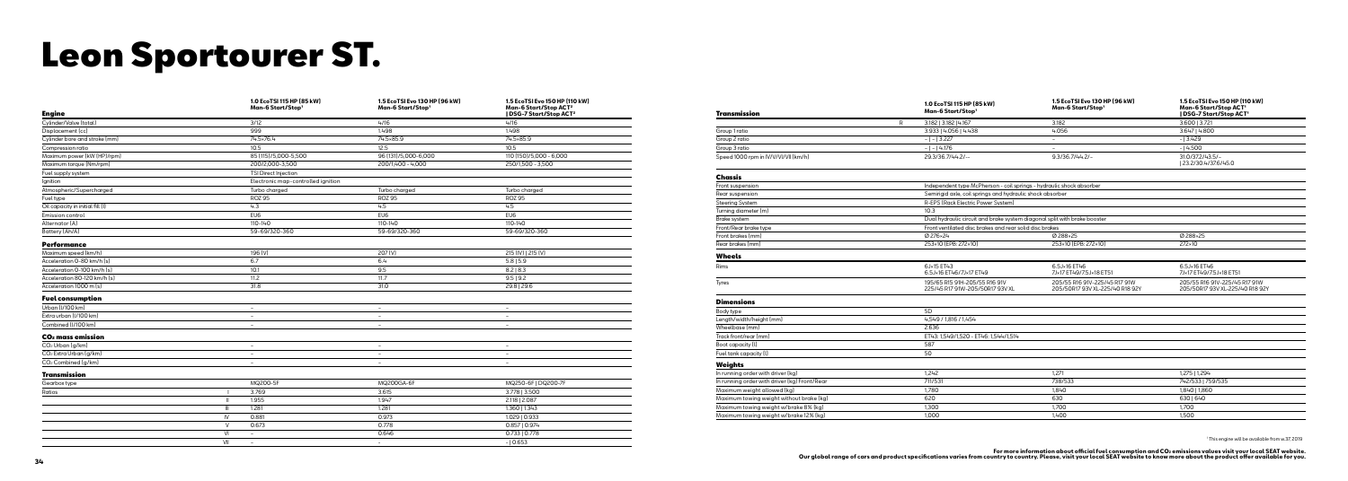# Leon Sportourer ST.

| Engine | 1.0 EcoTSI 115 HP (85 kW) Man-6 Start/Stop[1] | 1.5 EcoTSI Evo 130 HP (96 kW) Man-6 Start/Stop[1] | 1.5 EcoTSI Evo 150 HP (110 kW) Man-6 Start/Stop ACT[1] \| DSG-7 Start/Stop ACT[1] |
|---|---|---|---|
| Cylinder/Valve (total) | 3/12 | 4/16 | 4/16 |
| Displacement (cc) | 999 | 1,498 | 1,498 |
| Cylinder bore and stroke (mm) | 74.5×76.4 | 74.5×85.9 | 74.5×85.9 |
| Compression ratio | 10.5 | 12.5 | 10.5 |
| Maximum power (kW (HP)/rpm) | 85 (115)/5,000-5,500 | 96 (131)/5,000-6,000 | 110 (150)/5,000 - 6,000 |
| Maximum torque (Nm/rpm) | 200/2,000-3,500 | 200/1,400 - 4,000 | 250/1,500 - 3,500 |
| Fuel supply system | TSI Direct Injection | | |
| Ignition | Electronic map-controlled ignition | | |
| Atmospheric/Supercharged | Turbo charged | Turbo charged | Turbo charged |
| Fuel type | ROZ 95 | ROZ 95 | ROZ 95 |
| Oil capacity in initial fill (l) | 4.3 | 4.5 | 4.5 |
| Emission control | EU6 | EU6 | EU6 |
| Alternator (A) | 110-140 | 110-140 | 110-140 |
| Battery (Ah/A) | 59-69/320-360 | 59-69/320-360 | 59-69/320-360 |
| **Performance** | | | |
| Maximum speed (km/h) | 196 (V) | 207 (V) | 215 (IV) \| 215 (V) |
| Acceleration 0-80 km/h (s) | 6.7 | 6.4 | 5.8 \| 5.9 |
| Acceleration 0-100 km/h (s) | 10.1 | 9.5 | 8.2 \| 8.3 |
| Acceleration 80-120 km/h (s) | 11.2 | 11.7 | 9.5 \| 9.2 |
| Acceleration 1000 m (s) | 31.8 | 31.0 | 29.8 \| 29.6 |
| **Fuel consumption** | | | |
| Urban (l/100 km) | – | – | – |
| Extraurban (l/100 km) | – | – | – |
| Combined (l/100 km) | – | – | – |
| **$CO_2$ mass emission** | | | |
| $CO_2$ Urban (g/km) | – | – | – |
| $CO_2$ Extra Urban (g/km) | – | – | – |
| $CO_2$ Combined (g/km) | – | – | – |
| **Transmission** | | | |
| Gearbox type | MQ200-5F | MQ200GA-6F | MQ250-6F \| DQ200-7F |
| Ratios I | 3.769 | 3.615 | 3.778 \| 3.500 |
| II | 1.955 | 1.947 | 2.118 \| 2.087 |
| III | 1.281 | 1.281 | 1.360 \| 1.343 |
| IV | 0.881 | 0.973 | 1.029 \| 0.933 |
| V | 0.673 | 0.778 | 0.857 \| 0.974 |
| VI | – | 0.646 | 0.733 \| 0.778 |
| VII | – | – | - \| 0.653 |

| Transmission | 1.0 EcoTSI 115 HP (85 kW) Man-6 Start/Stop[1] | 1.5 EcoTSI Evo 130 HP (96 kW) Man-6 Start/Stop[1] | 1.5 EcoTSI Evo 150 HP (110 kW) Man-6 Start/Stop ACT[1] \| DSG-7 Start/Stop ACT[1] |
|---|---|---|---|
| R | 3.182 \| 3.182 \| 4.167 | 3.182 | 3.600 \| 3.721 |
| Group 1 ratio | 3.933 \| 4.056 \| 4.438 | 4.056 | 3.647 \| 4.800 |
| Group 2 ratio | – \| – \| 3.227 | – | - \| 3.429 |
| Group 3 ratio | – \| – \| 4.176 | – | - \| 4.500 |
| Speed 1000 rpm in IV/V/VI/VII (km/h) | 29.3/36.7/44.2/– | 9.3/36.7/44.2/– | 31.0/37.2/43.5/- \| 23.2/30.4/37.6/45.0 |
| **Chassis** | | | |
| Front suspension | Independent type McPherson - coil springs - hydraulic shock absorber | | |
| Rear suspension | Semirigid axle, coil springs and hydraulic shock absorber | | |
| Steering System | R-EPS (Rack Electric Power System) | | |
| Turning diameter (m) | 10.3 | | |
| Brake system | Dual hydraulic circuit and brake system diagonal split with brake booster | | |
| Front/Rear brake type | Front ventilated disc brakes and rear solid disc brakes | | |
| Front brakes (mm) | Ø 276×24 | Ø 288×25 | Ø 288×25 |
| Rear brakes (mm) | 253×10 (EPB: 272×10) | 253×10 (EPB: 272×10) | 272×10 |
| **Wheels** | | | |
| Rims | 6J×15 ET43<br>6.5J×16 ET46/7J×17 ET49 | 6.5J×16 ET46<br>7J×17 ET49/7.5J×18 ET51 | 6.5J×16 ET46<br>7J×17 ET49/7.5J×18 ET51 |
| Tyres | 195/65 R15 91H-205/55 R16 91V<br>225/45 R17 91W-205/50R17 93V XL | 205/55 R16 91V-225/45 R17 91W<br>205/50R17 93V XL-225/40 R18 92Y | 205/55 R16 91V-225/45 R17 91W<br>205/50R17 93V XL-225/40 R18 92Y |
| **Dimensions** | | | |
| Body type | 5D | | |
| Length/width/height (mm) | 4,549 / 1,816 / 1,454 | | |
| Wheelbase (mm) | 2,636 | | |
| Track front/rear (mm) | ET43: 1,549/1,520 - ET46: 1,544/1,514 | | |
| Boot capacity (l) | 587 | | |
| Fuel tank capacity (l) | 50 | | |
| **Weights** | | | |
| In running order with driver (kg) | 1,242 | 1,271 | 1,275 \| 1,294 |
| In running order with driver (kg) Front/Rear | 711/531 | 738/533 | 742/533 \| 759/535 |
| Maximum weight allowed (kg) | 1,780 | 1,840 | 1,840 \| 1,860 |
| Maximum towing weight without brake (kg) | 620 | 630 | 630 \| 640 |
| Maximum towing weight w/brake 8% (kg) | 1,300 | 1,700 | 1,700 |
| Maximum towing weight w/brake 12% (kg) | 1,000 | 1,400 | 1,500 |

[1] This engine will be available from w.37 2019

**For more information about official fuel consumption and $CO_2$ emissions values visit your local SEAT website.**
**Our global range of cars and product specifications varies from country to country. Please, visit your local SEAT website to know more about the product offer available for you.**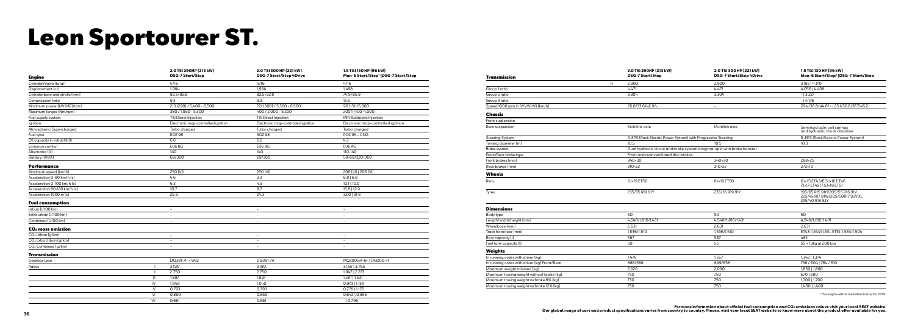# Leon Sportourer ST.

| Engine | 2.0 TSI 290HP (213 kW) DSG-7 Start/Stop | 2.0 TSI 300 HP (221 kW) DSG-7 Start/Stop 4Drive | 1.5 TGI 130 HP (96 kW) Man-6 Start/Stop* \| DSG-7 Start/Stop |
|---|---|---|---|
| Cylinder/Valve (total) | 4/16 | 4/16 | 4/16 |
| Displacement (cc) | 1,984 | 1,984 | 1,498 |
| Cylinder bore and stroke (mm) | 82.5×92.8 | 82.5×92.8 | 74.5×85.9 |
| Compression ratio | 9.3 | 9.3 | 12.5 |
| Maximum power (kW (HP)/rpm) | 213 (290) / 5,400 - 6,500 | 221 (300) / 5,300 - 6,500 | 96 (131)/5,000 |
| Maximum torque (Nm/rpm) | 380 / 1,950 - 5,300 | 400 / 2,000 - 5,200 | 200/1,400-4,000 |
| Fuel supply system | TSI Direct Injection | TSI Direct Injection | MPI Multipoint Injection |
| Ignition | Electronic map-controlled ignition | Electronic map-controlled ignition | Electronic map-controlled ignition |
| Atmospheric/Supercharged | Turbo charged | Turbo charged | Turbo charged |
| Fuel type | ROZ 98 | ROZ 98 | ROZ 95 + CNG |
| Oil capacity in initial fill (l) | 6.6 | 6.6 | 4.3 |
| Emission control | EU6 BG | EU6 BG | EU6 AG |
| Alternator (A) | 140 | 140 | 110-140 |
| Battery (Ah/A) | 69/360 | 69/360 | 59-69/320-360 |
| **Performance** | | | |
| Maximum speed (km/h) | 250 (VI) | 250 (VI) | 206 (VI) \| 206 (VI) |
| Acceleration 0-80 km/h (s) | 4.6 | 3.3 | 6.8 \| 6.8 |
| Acceleration 0-100 km/h (s) | 6.3 | 4.9 | 10.1 \| 10.0 |
| Acceleration 80-120 km/h (s) | 10.7 | 8.7 | 15.8 \| 12.9 |
| Acceleration 1000 m (s) | 25.9 | 24.3 | 32.0 \| 31.6 |
| **Fuel consumption** | | | |
| Urban (l/100 km) | – | – | – |
| Extra urban (l/100 km) | – | – | – |
| Combined (l/100 km) | – | – | – |
| **$CO_2$ mass emission** | | | |
| $CO_2$ Urban (g/km) | – | – | – |
| $CO_2$ Extra Urban (g/km) | – | – | – |
| $CO_2$ Combined (g/km) | – | – | – |
| **Transmission** | | | |
| Gearbox type | DQ381-7F + VAQ | DQ381-7A | MQ200GA-6F \| DQ200-7F |
| Ratios I | 3.190 | 3.190 | 3.165 \| 3.765 |
| II | 2.750 | 2.750 | 1.947 \| 2.273 |
| III | 1.897 | 1.897 | 1.281 \| 1.531 |
| IV | 1.040 | 1.040 | 0.973 \| 1.133 |
| V | 0.793 | 0.793 | 0.778 \| 1.176 |
| VI | 0.860 | 0.860 | 0.642 \| 0.956 |
| VII | 0.661 | 0.661 | - \| 0.795 |

| Transmission | 2.0 TSI 290HP (213 kW) DSG-7 Start/Stop | 2.0 TSI 300 HP (221 kW) DSG-7 Start/Stop 4Drive | 1.5 TGI 130 HP (96 kW) Man-6 Start/Stop* \| DSG-7 Start/Stop |
|---|---|---|---|
| R | 2.900 | 2.900 | 3.182 \| 4.170 |
| Group 1 ratio | 4.471 | 4.471 | 4.056 \| 4.438 |
| Group 2 ratio | 3.304 | 3.304 | - \| 3.227 |
| Group 3 ratio | – | – | - \| 4.176 |
| Speed 1000 rpm in IV/V/VI/VII (km/h) | 26.0/33.6/42.9/- | – | 29.4/36.8/44.6/ - \| 23.1/30.6/37.7/45.2 |
| **Chassis** | | | |
| Front suspension | | | |
| Rear suspension | Multilink axle | Multilink axle | Semirigid axle, coil springs and hydraulic shock absorber |
| Steering System | R-EPS (Rack Electric Power System) with Progressive Steering | R-EPS (Rack Electric Power System) with Progressive Steering | R-EPS (Rack Electric Power System) |
| Turning diameter (m) | 10.5 | 10.5 | 10.3 |
| Brake system | Dual hydraulic circuit and brake system diagonal split with brake booster | Dual hydraulic circuit and brake system diagonal split with brake booster | |
| Front/Rear brake type | Front and rear ventilated disc brakes | Front and rear ventilated disc brakes | |
| Front brakes (mm) | 340×30 | 340×30 | 288×25 |
| Rear brakes (mm) | 310×22 | 310×22 | 272×10 |
| **Wheels** | | | |
| Rims | 8J×19 ET50 | 8J×19 ET50 | 6J×15 ET43/6.5J×16 ET46 7J×17 ET49/7.5J×18 ET51 |
| Tyres | 235/35 R19 91Y | 235/35 R19 91Y | 195/65 R15 91H/205/55 R16 91V 225/45 R17 91W/205/50R17 93V XL 225/40 R18 92Y |
| **Dimensions** | | | |
| Body type | 5D | 5D | 5D |
| Length/width/height (mm) | 4,548/1,816/1,431 | 4,548/1,816/1,431 | 4,548/1,816/1,431 |
| Wheelbase (mm) | 2,631 | 2,631 | 2,631 |
| Track front/rear (mm) | 1,536/1,510 | 1,536/1,510 | ET43: 1,549/1,514-ET51: 1,534/1,504 |
| Boot capacity (l) | 587 | 587 | 482 |
| Fuel tank capacity (l) | 50 | 55 | 55 + 19kg at 200 bar |
| **Weights** | | | |
| In running order with driver (kg) | 1,476 | 1,557 | 1,342 \| 1,374 |
| In running order with driver (kg) Front/Rear | 888/588 | 899/658 | 738 / 604 \| 764 / 610 |
| Maximum weight allowed (kg) | 2,020 | 2,090 | 1,850 \| 1,880 |
| Maximum towing weight without brake (kg) | 730 | 750 | 670 \| 680 |
| Maximum towing weight w/brake 8% (kg) | 730 | 750 | 1,700 \| 1,700 |
| Maximum towing weight w/brake 12% (kg) | 730 | 750 | 1,400 \| 1,400 |

*This engine will be available from w.39, 2019

**For more information about official fuel consumption and $CO_2$ emissions values visit your local SEAT website.**
**Our global range of cars and product specifications varies from country to country. Please, visit your local SEAT website to know more about the product offer available for you.**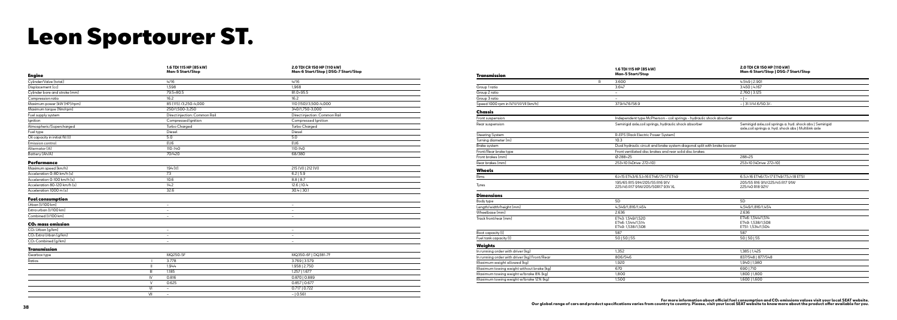# Leon Sportourer ST.

| Engine | 1.6 TDI 115 HP (85 kW) Man-5 Start/Stop | 2.0 TDI CR 150 HP (110 kW) Man-6 Start/Stop \| DSG-7 Start/Stop |
|---|---|---|
| Cylinder/Valve (total) | 4/16 | 4/16 |
| Displacement (cc) | 1,598 | 1,968 |
| Cylinder bore and stroke (mm) | 79.5×80.5 | 81.0×95.5 |
| Compression ratio | 16.2 | 16.2 |
| Maximum power (kW (HP)/rpm) | 85 (115) /3,250-4,000 | 110 (150)/3,500-4,000 |
| Maximum torque (Nm/rpm) | 250/1,500-3,250 | 340/1,750-3,000 |
| Fuel supply system | Direct injection: Common Rail | Direct injection: Common Rail |
| Ignition | Compressed Ignition | Compressed Ignition |
| Atmospheric/Supercharged | Turbo Charged | Turbo Charged |
| Fuel type | Diesel | Diesel |
| Oil capacity in initial fill (l) | 5.0 | 5.0 |
| Emission control | EU6 | EU6 |
| Alternator (A) | 110-140 | 110-140 |
| Battery (Ah/A) | 70/420 | 68/380 |

| Performance | 1.6 TDI 115 HP (85 kW) Man-5 Start/Stop | 2.0 TDI CR 150 HP (110 kW) Man-6 Start/Stop \| DSG-7 Start/Stop |
|---|---|---|
| Maximum speed (km/h) | 194 (V) | 215 (VI) \| 212 (VI) |
| Acceleration 0-80 km/h (s) | 7.3 | 6.2 \| 5.9 |
| Acceleration 0-100 km/h (s) | 10.6 | 8.8 \| 8.7 |
| Acceleration 80-120 km/h (s) | 14.2 | 12.6 \| 10.4 |
| Acceleration 1000 m (s) | 32.6 | 30.4 \| 30.1 |

| Fuel consumption | 1.6 TDI 115 HP (85 kW) Man-5 Start/Stop | 2.0 TDI CR 150 HP (110 kW) Man-6 Start/Stop \| DSG-7 Start/Stop |
|---|---|---|
| Urban (l/100 km) | – | – |
| Extraurban (l/100 km) | – | – |
| Combined (l/100 km) | – | – |

| $CO_2$ mass emission | 1.6 TDI 115 HP (85 kW) Man-5 Start/Stop | 2.0 TDI CR 150 HP (110 kW) Man-6 Start/Stop \| DSG-7 Start/Stop |
|---|---|---|
| $CO_2$ Urban (g/km) | – | – |
| $CO_2$ Extra Urban (g/km) | – | – |
| $CO_2$ Combined (g/km) | – | – |

| Transmission | | 1.6 TDI 115 HP (85 kW) Man-5 Start/Stop | 2.0 TDI CR 150 HP (110 kW) Man-6 Start/Stop \| DSG-7 Start/Stop |
|---|---|---|---|
| Gearbox type | | MQ250-5F | MQ350-6F \| DQ381-7F |
| Ratios | I | 3.778 | 3.769 \| 3.579 |
| | II | 1.944 | 1.958 \| 2.750 |
| | III | 1.185 | 1.257 \| 1.677 |
| | IV | 0.816 | 0.870 \| 0.889 |
| | V | 0.625 | 0.857 \| 0.677 |
| | VI | – | 0.717 \| 0.722 |
| | VII | – | – \| 0.561 |
| | R | 3.600 | 4.549 \| 2.901 |
| Group 1 ratio | | 3.647 | 3.450 \| 4.167 |
| Group 2 ratio | | – | 2.760 \| 3.125 |
| Group 3 ratio | | – | – \| – |
| Speed 1000 rpm in IV/V/VI/VII (km/h) | | 37.9/47.6/58.9 | – \| 31.1/41.6/50.3/- |

| Chassis | 1.6 TDI 115 HP (85 kW) Man-5 Start/Stop | 2.0 TDI CR 150 HP (110 kW) Man-6 Start/Stop \| DSG-7 Start/Stop |
|---|---|---|
| Front suspension | Independent type McPherson - coil springs - hydraulic shock absorber | |
| Rear suspension | Semirigid axle,coil springs, hydraulic shock absorber | Semirigid axle,coil springs a. hyd. shock abs \| Semirigid axle,coil springs a. hyd. shock abs \| Multilink axle |
| Steering System | R-EPS (Rack Electric Power System) | |
| Turning diameter (m) | 10.3 | |
| Brake system | Dual hydraulic circuit and brake system diagonal split with brake booster | |
| Front/Rear brake type | Front ventilated disc brakes and rear solid disc brakes | |
| Front brakes (mm) | Ø 288×25 | 288×25 |
| Rear brakes (mm) | 253×10 (4Drive: 272×10) | 253×10 (4Drive: 272×10) |

| Wheels | 1.6 TDI 115 HP (85 kW) Man-5 Start/Stop | 2.0 TDI CR 150 HP (110 kW) Man-6 Start/Stop \| DSG-7 Start/Stop |
|---|---|---|
| Rims | 6J×15 ET43/6.5J×16 ET46/7J×17 ET49 | 6.5J×16 ET46/7J×17 ET49/7.5J×18 ET51 |
| Tyres | 195/65 R15 91H/205/55 R16 91V 225/45 R17 91W/205/50R17 93V XL | 205/55 R16 91V/225/45 R17 91W 225/40 R18 92Y/ |

| Dimensions | 1.6 TDI 115 HP (85 kW) Man-5 Start/Stop | 2.0 TDI CR 150 HP (110 kW) Man-6 Start/Stop \| DSG-7 Start/Stop |
|---|---|---|
| Body type | 5D | 5D |
| Length/width/height (mm) | 4,549/1,816/1,454 | 4,549/1,816/1,454 |
| Wheelbase (mm) | 2,636 | 2,636 |
| Track front/rear (mm) | ET43: 1,549/1,520 ET46: 1,544/1,514 ET49: 1,538/1,508 | ET46: 1,544/1,514 ET49: 1,538/1,508 ET51: 1,534/1,504 |
| Boot capacity (l) | 587 | 587 |
| Fuel tank capacity (l) | 50 \| 50 \| 55 | 50 \| 50 \| 55 |

| Weights | 1.6 TDI 115 HP (85 kW) Man-5 Start/Stop | 2.0 TDI CR 150 HP (110 kW) Man-6 Start/Stop \| DSG-7 Start/Stop |
|---|---|---|
| In running order with driver (kg) | 1,352 | 1,385 \| 1,425 |
| In running order with driver (kg) Front/Rear | 806/546 | 837/548 \| 877/548 |
| Maximum weight allowed (kg) | 1,920 | 1,940 \| 1,980 |
| Maximum towing weight without brake (kg) | 670 | 690 \| 710 |
| Maximum towing weight w/brake 8% (kg) | 1,800 | 1,800 \| 1,800 |
| Maximum towing weight w/brake 12% (kg) | 1,500 | 1,600 \| 1,600 |

**For more information about official fuel consumption and $CO_2$ emissions values visit your local SEAT website.**
**Our global range of cars and product specifications varies from country to country. Please, visit your local SEAT website to know more about the product offer available for you.**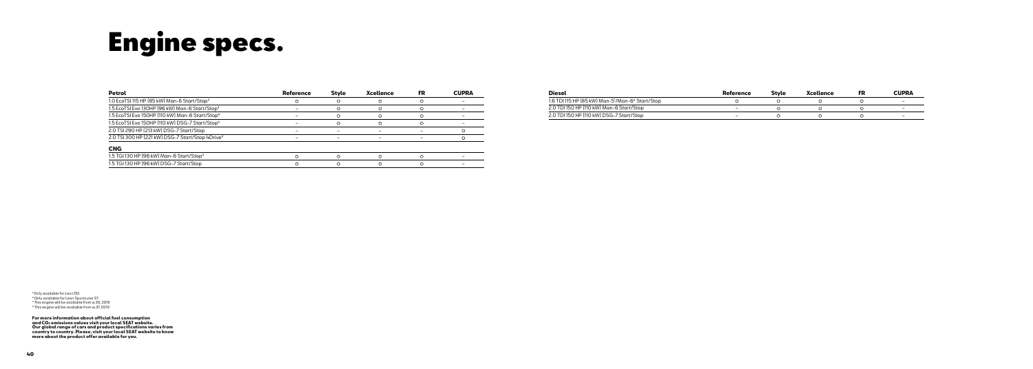# Engine specs.

| Petrol | Reference | Style | Xcellence | FR | CUPRA |
|---|---|---|---|---|---|
| 1.0 EcoTSI 115 HP (85 kW) Man-6 Start/Stop[3] | ○ | ○ | ○ | ○ | – |
| 1.5 EcoTSI Evo 130HP (96 kW) Man-6 Start/Stop[3] | – | ○ | ○ | ○ | – |
| 1.5 EcoTSI Evo 150HP (110 kW) Man-6 Start/Stop[4] | – | ○ | ○ | ○ | – |
| 1.5 EcoTSI Evo 150HP (110 kW) DSG-7 Start/Stop[4] | – | ○ | ○ | ○ | – |
| 2.0 TSI 290 HP (213 kW) DSG-7 Start/Stop | – | – | – | – | ○ |
| 2.0 TSI 300 HP (221 kW) DSG-7 Start/Stop 4Drive[2] | – | – | – | – | ○ |
| **CNG** | | | | | |
| 1.5 TGI 130 HP (96 kW) Man-6 Start/Stop[3] | ○ | ○ | ○ | ○ | – |
| 1.5 TGI 130 HP (96 kW) DSG-7 Start/Stop | ○ | ○ | ○ | ○ | – |

| Diesel | Reference | Style | Xcellence | FR | CUPRA |
|---|---|---|---|---|---|
| 1.6 TDI 115 HP (85 kW) Man-5[1]/Man-6[2] Start/Stop | ○ | ○ | ○ | ○ | – |
| 2.0 TDI 150 HP (110 kW) Man-6 Start/Stop | – | ○ | ○ | ○ | – |
| 2.0 TDI 150 HP (110 kW) DSG-7 Start/Stop | – | ○ | ○ | ○ | – |

[1] Only available for Leon 5D.
[2] Only available for Leon Sportstourer ST.
[3] This engine will be available from w.39, 2019
[4] This engine will be available from w.37, 2019

**For more information about official fuel consumption and $CO_2$ emissions values visit your local SEAT website. Our global range of cars and product specifications varies from country to country. Please, visit your local SEAT website to know more about the product offer available for you.**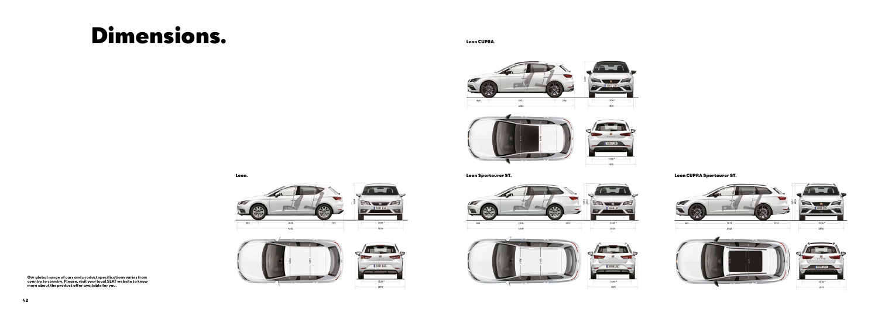# Dimensions.

### Leon CUPRA.

860 | 2631 | 790 | 1536* | 1816

4282

1435

1518* | 1975

### Leon.

861 | 2636 | 785 | 1549* | 1816

4282

1459

1520* | 1975

### Leon Sportourer ST.

861 | 2636 | 1052 | 1549* | 1816

4549

1520* | 1975

### Leon CUPRA Sportourer ST.

860 | 2631 | 1057 | 1536* | 1816

4565

1520* | 1975

**Our global range of cars and product specifications varies from country to country. Please, visit your local SEAT website to know more about the product offer available for you.**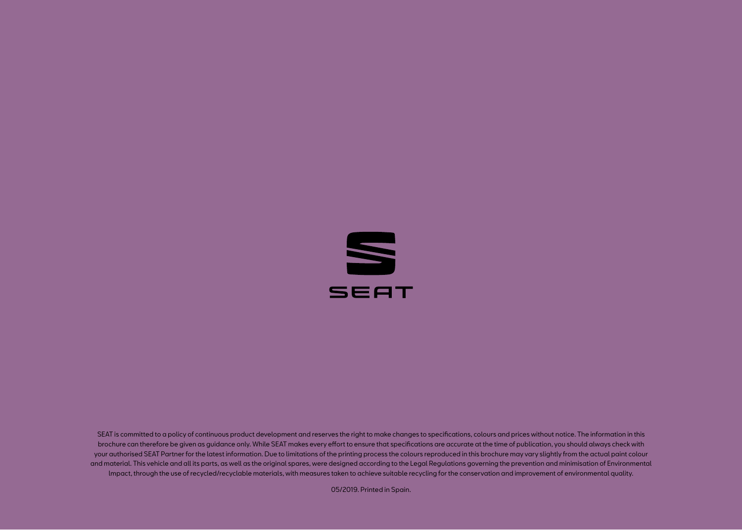SEAT

SEAT is committed to a policy of continuous product development and reserves the right to make changes to specifications, colours and prices without notice. The information in this brochure can therefore be given as guidance only. While SEAT makes every effort to ensure that specifications are accurate at the time of publication, you should always check with your authorised SEAT Partner for the latest information. Due to limitations of the printing process the colours reproduced in this brochure may vary slightly from the actual paint colour and material. This vehicle and all its parts, as well as the original spares, were designed according to the Legal Regulations governing the prevention and minimisation of Environmental Impact, through the use of recycled/recyclable materials, with measures taken to achieve suitable recycling for the conservation and improvement of environmental quality.

05/2019. Printed in Spain.